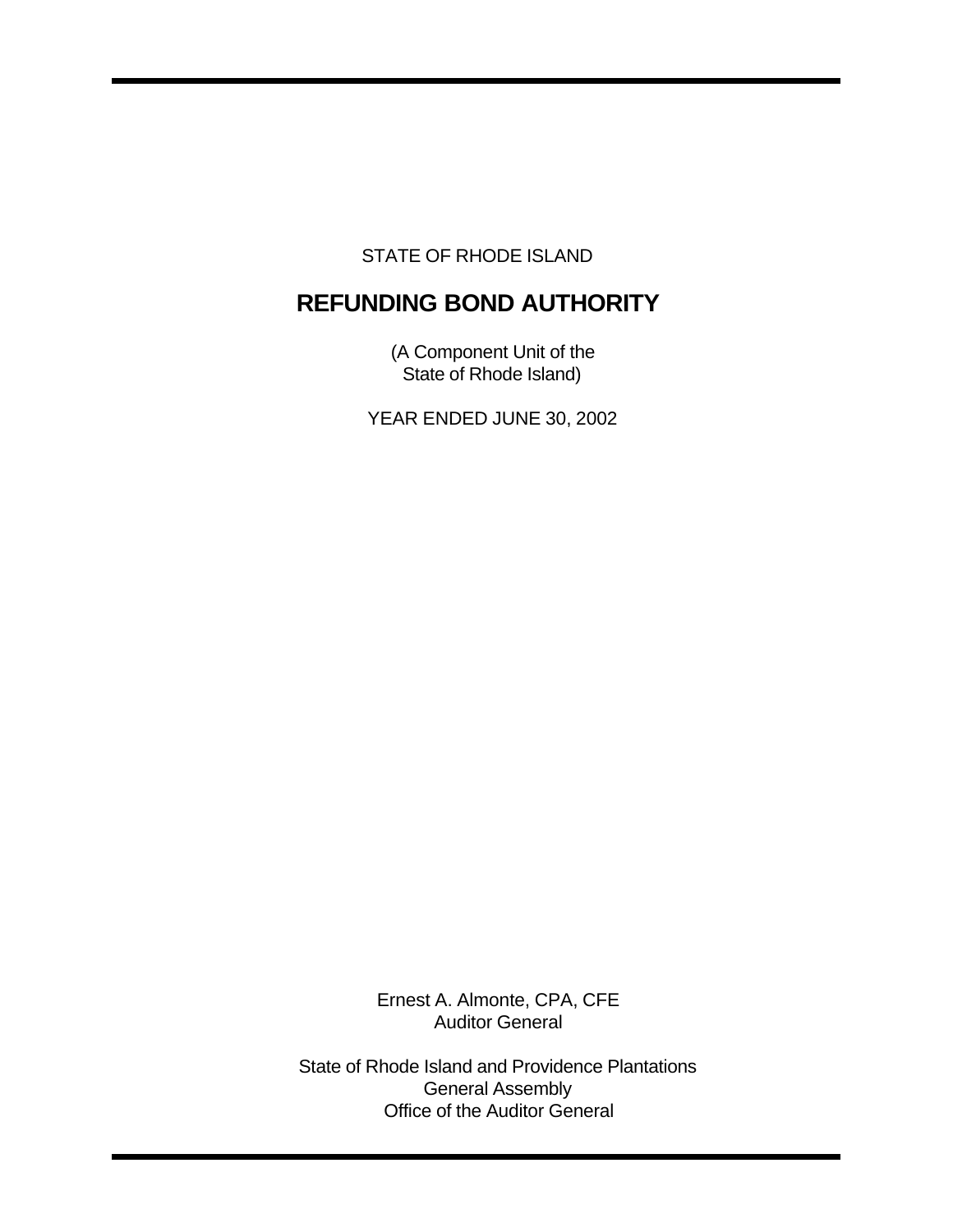STATE OF RHODE ISLAND

# REFUNDING BOND AUTHORITY

(A Component Unit of the
State of Rhode Island)

YEAR ENDED JUNE 30, 2002

Ernest A. Almonte, CPA, CFE
Auditor General

State of Rhode Island and Providence Plantations
General Assembly
Office of the Auditor General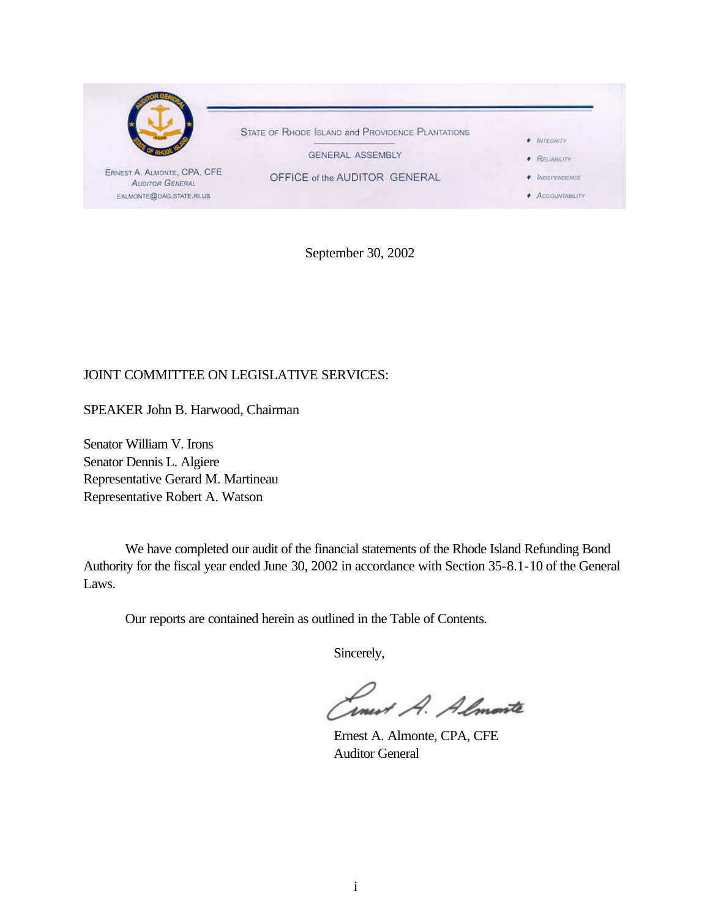STATE OF RHODE ISLAND and PROVIDENCE PLANTATIONS

GENERAL ASSEMBLY

OFFICE of the AUDITOR GENERAL

ERNEST A. ALMONTE, CPA, CFE
AUDITOR GENERAL
EALMONTE@OAG.STATE.RI.US

♦ INTEGRITY
♦ RELIABILITY
♦ INDEPENDENCE
♦ ACCOUNTABILITY

September 30, 2002

JOINT COMMITTEE ON LEGISLATIVE SERVICES:

SPEAKER John B. Harwood, Chairman

Senator William V. Irons
Senator Dennis L. Algiere
Representative Gerard M. Martineau
Representative Robert A. Watson

We have completed our audit of the financial statements of the Rhode Island Refunding Bond Authority for the fiscal year ended June 30, 2002 in accordance with Section 35-8.1-10 of the General Laws.

Our reports are contained herein as outlined in the Table of Contents.

Sincerely,

Ernest A. Almonte

Ernest A. Almonte, CPA, CFE
Auditor General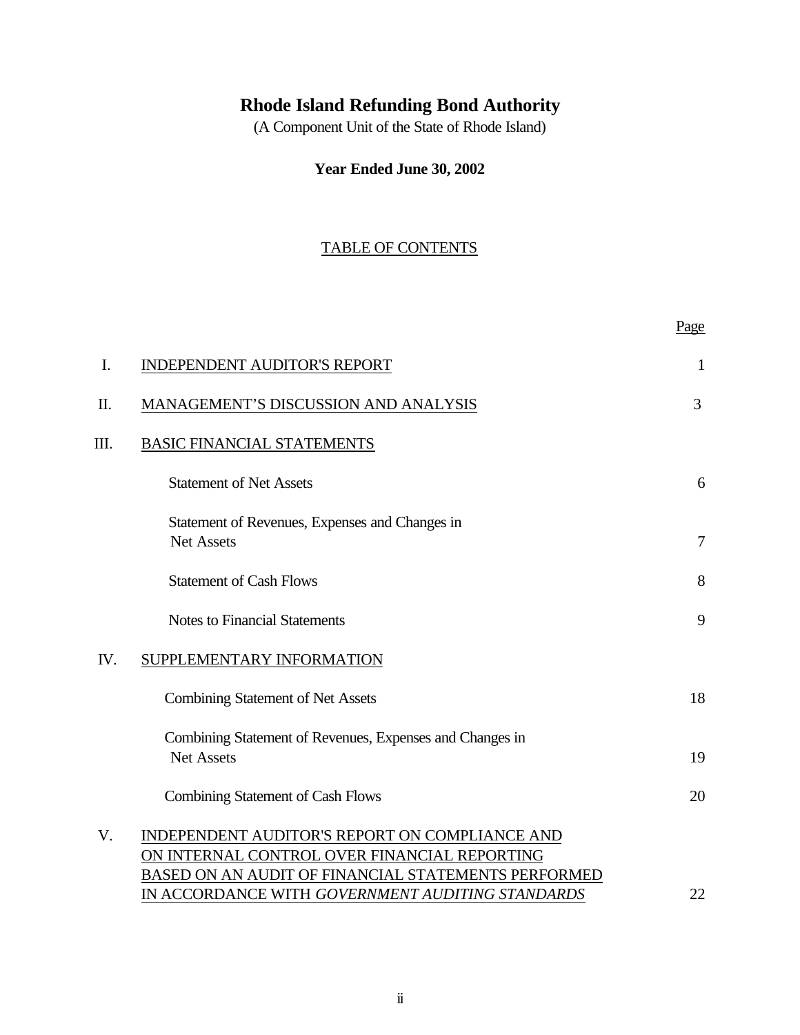# Rhode Island Refunding Bond Authority

(A Component Unit of the State of Rhode Island)

**Year Ended June 30, 2002**

TABLE OF CONTENTS

| | | Page |
|---|---|---|
| I. | INDEPENDENT AUDITOR'S REPORT | 1 |
| II. | MANAGEMENT'S DISCUSSION AND ANALYSIS | 3 |
| III. | BASIC FINANCIAL STATEMENTS | |
| | Statement of Net Assets | 6 |
| | Statement of Revenues, Expenses and Changes in Net Assets | 7 |
| | Statement of Cash Flows | 8 |
| | Notes to Financial Statements | 9 |
| IV. | SUPPLEMENTARY INFORMATION | |
| | Combining Statement of Net Assets | 18 |
| | Combining Statement of Revenues, Expenses and Changes in Net Assets | 19 |
| | Combining Statement of Cash Flows | 20 |
| V. | INDEPENDENT AUDITOR'S REPORT ON COMPLIANCE AND ON INTERNAL CONTROL OVER FINANCIAL REPORTING BASED ON AN AUDIT OF FINANCIAL STATEMENTS PERFORMED IN ACCORDANCE WITH *GOVERNMENT AUDITING STANDARDS* | 22 |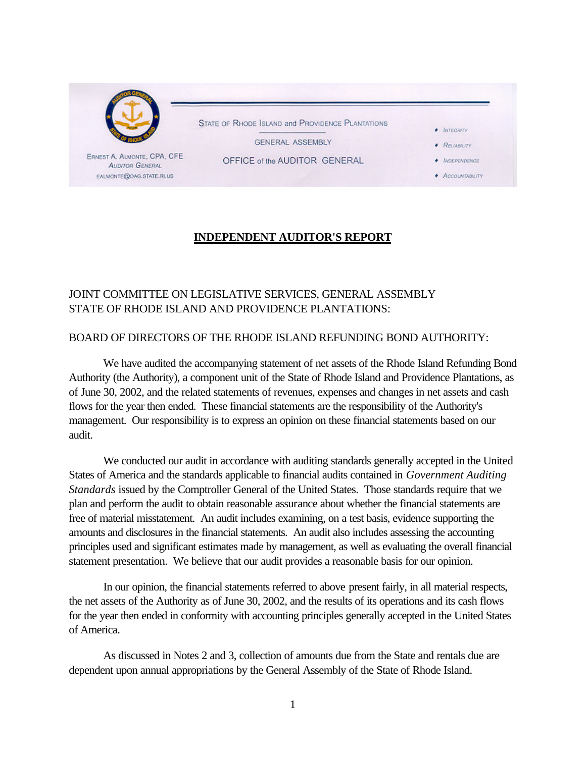STATE OF RHODE ISLAND and PROVIDENCE PLANTATIONS

GENERAL ASSEMBLY

OFFICE of the AUDITOR GENERAL

ERNEST A. ALMONTE, CPA, CFE
AUDITOR GENERAL
EALMONTE@OAG.STATE.RI.US

♦ INTEGRITY
♦ RELIABILITY
♦ INDEPENDENCE
♦ ACCOUNTABILITY

# INDEPENDENT AUDITOR'S REPORT

JOINT COMMITTEE ON LEGISLATIVE SERVICES, GENERAL ASSEMBLY
STATE OF RHODE ISLAND AND PROVIDENCE PLANTATIONS:

BOARD OF DIRECTORS OF THE RHODE ISLAND REFUNDING BOND AUTHORITY:

We have audited the accompanying statement of net assets of the Rhode Island Refunding Bond Authority (the Authority), a component unit of the State of Rhode Island and Providence Plantations, as of June 30, 2002, and the related statements of revenues, expenses and changes in net assets and cash flows for the year then ended. These financial statements are the responsibility of the Authority's management. Our responsibility is to express an opinion on these financial statements based on our audit.

We conducted our audit in accordance with auditing standards generally accepted in the United States of America and the standards applicable to financial audits contained in *Government Auditing Standards* issued by the Comptroller General of the United States. Those standards require that we plan and perform the audit to obtain reasonable assurance about whether the financial statements are free of material misstatement. An audit includes examining, on a test basis, evidence supporting the amounts and disclosures in the financial statements. An audit also includes assessing the accounting principles used and significant estimates made by management, as well as evaluating the overall financial statement presentation. We believe that our audit provides a reasonable basis for our opinion.

In our opinion, the financial statements referred to above present fairly, in all material respects, the net assets of the Authority as of June 30, 2002, and the results of its operations and its cash flows for the year then ended in conformity with accounting principles generally accepted in the United States of America.

As discussed in Notes 2 and 3, collection of amounts due from the State and rentals due are dependent upon annual appropriations by the General Assembly of the State of Rhode Island.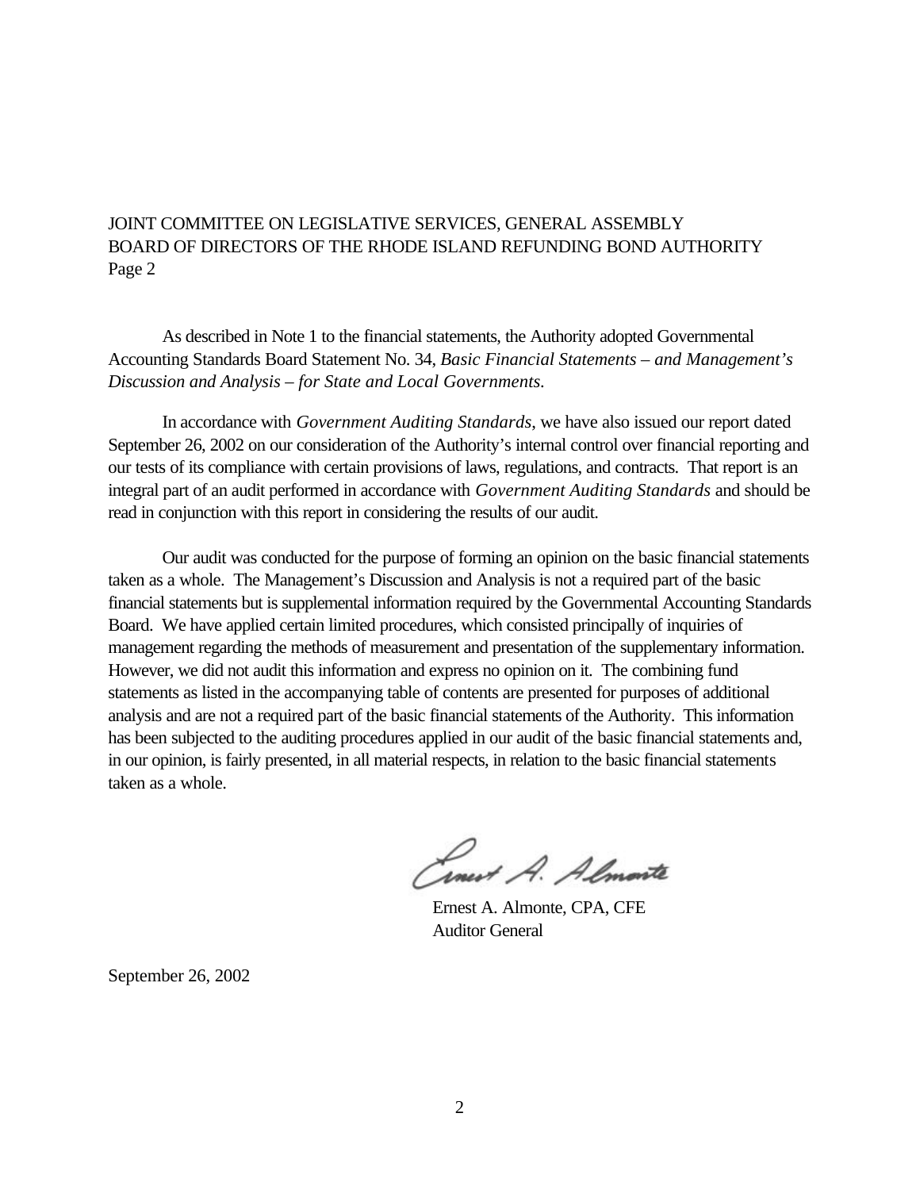JOINT COMMITTEE ON LEGISLATIVE SERVICES, GENERAL ASSEMBLY
BOARD OF DIRECTORS OF THE RHODE ISLAND REFUNDING BOND AUTHORITY
Page 2

As described in Note 1 to the financial statements, the Authority adopted Governmental Accounting Standards Board Statement No. 34, *Basic Financial Statements – and Management's Discussion and Analysis – for State and Local Governments*.

In accordance with *Government Auditing Standards*, we have also issued our report dated September 26, 2002 on our consideration of the Authority's internal control over financial reporting and our tests of its compliance with certain provisions of laws, regulations, and contracts. That report is an integral part of an audit performed in accordance with *Government Auditing Standards* and should be read in conjunction with this report in considering the results of our audit.

Our audit was conducted for the purpose of forming an opinion on the basic financial statements taken as a whole. The Management's Discussion and Analysis is not a required part of the basic financial statements but is supplemental information required by the Governmental Accounting Standards Board. We have applied certain limited procedures, which consisted principally of inquiries of management regarding the methods of measurement and presentation of the supplementary information. However, we did not audit this information and express no opinion on it. The combining fund statements as listed in the accompanying table of contents are presented for purposes of additional analysis and are not a required part of the basic financial statements of the Authority. This information has been subjected to the auditing procedures applied in our audit of the basic financial statements and, in our opinion, is fairly presented, in all material respects, in relation to the basic financial statements taken as a whole.

Ernest A. Almonte, CPA, CFE
Auditor General

September 26, 2002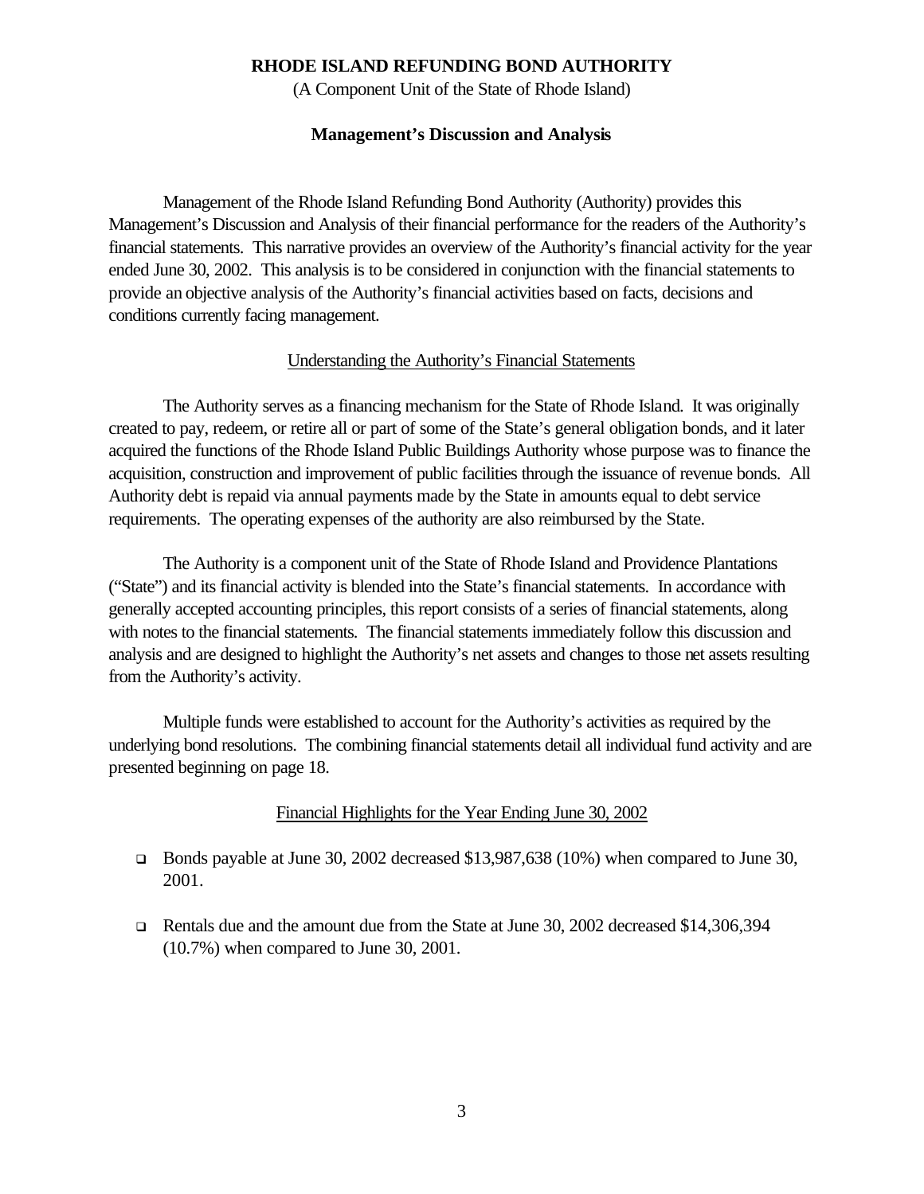**RHODE ISLAND REFUNDING BOND AUTHORITY**

(A Component Unit of the State of Rhode Island)

**Management's Discussion and Analysis**

Management of the Rhode Island Refunding Bond Authority (Authority) provides this Management's Discussion and Analysis of their financial performance for the readers of the Authority's financial statements. This narrative provides an overview of the Authority's financial activity for the year ended June 30, 2002. This analysis is to be considered in conjunction with the financial statements to provide an objective analysis of the Authority's financial activities based on facts, decisions and conditions currently facing management.

Understanding the Authority's Financial Statements

The Authority serves as a financing mechanism for the State of Rhode Island. It was originally created to pay, redeem, or retire all or part of some of the State's general obligation bonds, and it later acquired the functions of the Rhode Island Public Buildings Authority whose purpose was to finance the acquisition, construction and improvement of public facilities through the issuance of revenue bonds. All Authority debt is repaid via annual payments made by the State in amounts equal to debt service requirements. The operating expenses of the authority are also reimbursed by the State.

The Authority is a component unit of the State of Rhode Island and Providence Plantations ("State") and its financial activity is blended into the State's financial statements. In accordance with generally accepted accounting principles, this report consists of a series of financial statements, along with notes to the financial statements. The financial statements immediately follow this discussion and analysis and are designed to highlight the Authority's net assets and changes to those net assets resulting from the Authority's activity.

Multiple funds were established to account for the Authority's activities as required by the underlying bond resolutions. The combining financial statements detail all individual fund activity and are presented beginning on page 18.

Financial Highlights for the Year Ending June 30, 2002

- Bonds payable at June 30, 2002 decreased $13,987,638 (10%) when compared to June 30, 2001.
- Rentals due and the amount due from the State at June 30, 2002 decreased $14,306,394 (10.7%) when compared to June 30, 2001.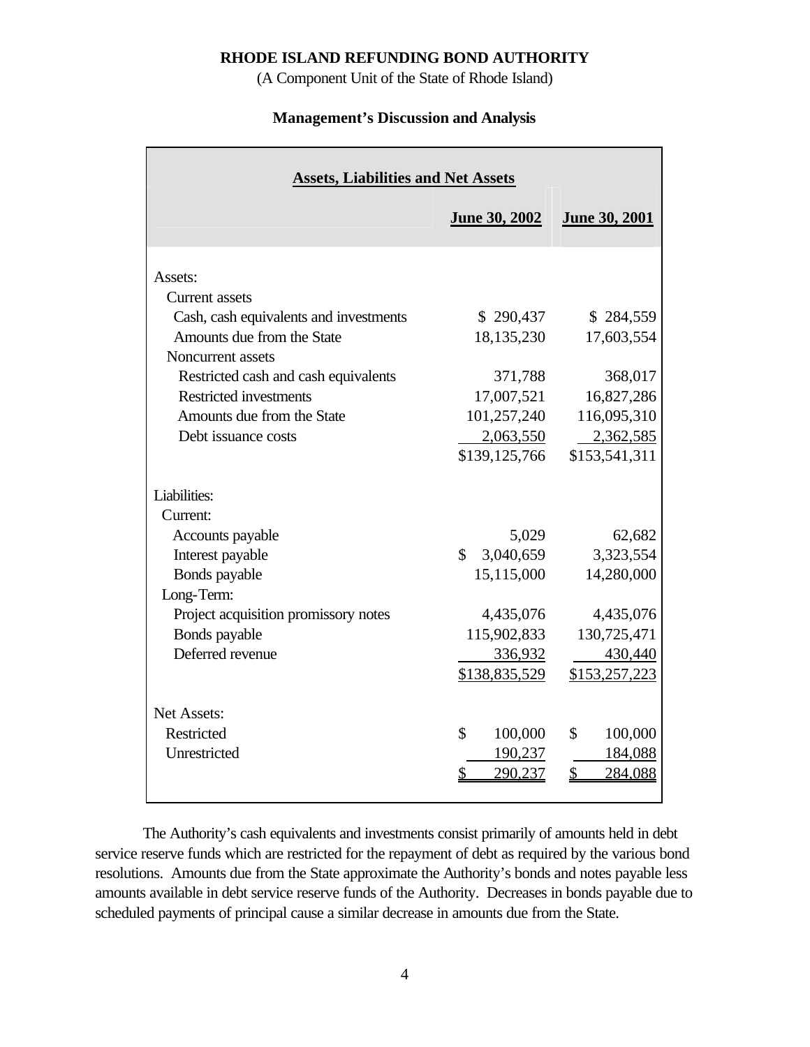**RHODE ISLAND REFUNDING BOND AUTHORITY**

(A Component Unit of the State of Rhode Island)

**Management's Discussion and Analysis**

| **Assets, Liabilities and Net Assets** | **June 30, 2002** | **June 30, 2001** |
|---|---|---|
| Assets: | | |
| Current assets | | |
| Cash, cash equivalents and investments | $ 290,437 | $ 284,559 |
| Amounts due from the State | 18,135,230 | 17,603,554 |
| Noncurrent assets | | |
| Restricted cash and cash equivalents | 371,788 | 368,017 |
| Restricted investments | 17,007,521 | 16,827,286 |
| Amounts due from the State | 101,257,240 | 116,095,310 |
| Debt issuance costs | 2,063,550 | 2,362,585 |
| | $139,125,766 | $153,541,311 |
| Liabilities: | | |
| Current: | | |
| Accounts payable | 5,029 | 62,682 |
| Interest payable | $ 3,040,659 | 3,323,554 |
| Bonds payable | 15,115,000 | 14,280,000 |
| Long-Term: | | |
| Project acquisition promissory notes | 4,435,076 | 4,435,076 |
| Bonds payable | 115,902,833 | 130,725,471 |
| Deferred revenue | 336,932 | 430,440 |
| | $138,835,529 | $153,257,223 |
| Net Assets: | | |
| Restricted | $ 100,000 | $ 100,000 |
| Unrestricted | 190,237 | 184,088 |
| | $ 290,237 | $ 284,088 |

The Authority's cash equivalents and investments consist primarily of amounts held in debt service reserve funds which are restricted for the repayment of debt as required by the various bond resolutions. Amounts due from the State approximate the Authority's bonds and notes payable less amounts available in debt service reserve funds of the Authority. Decreases in bonds payable due to scheduled payments of principal cause a similar decrease in amounts due from the State.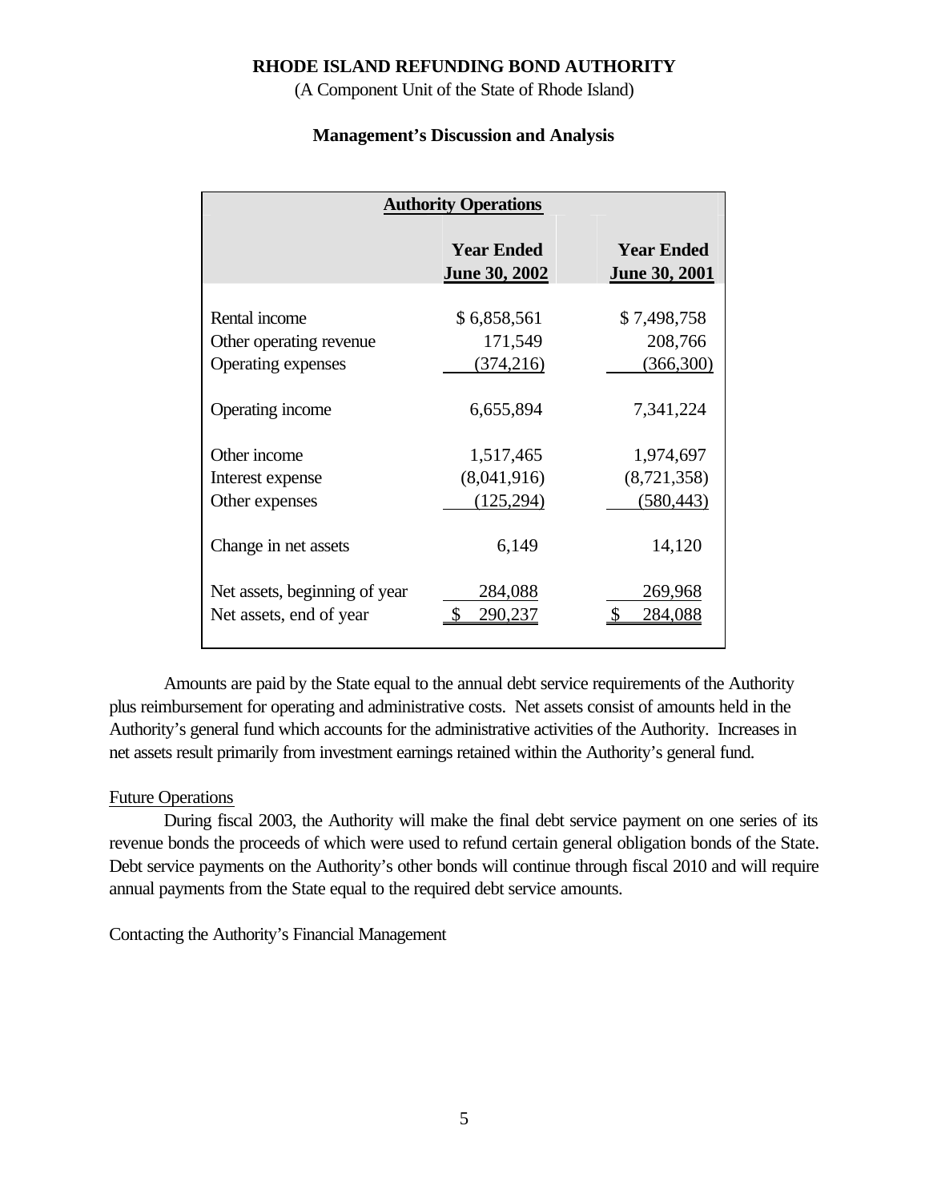**RHODE ISLAND REFUNDING BOND AUTHORITY**

(A Component Unit of the State of Rhode Island)

**Management's Discussion and Analysis**

| **Authority Operations** | | |
|---|---|---|
| | **Year Ended June 30, 2002** | **Year Ended June 30, 2001** |
| Rental income | $ 6,858,561 | $ 7,498,758 |
| Other operating revenue | 171,549 | 208,766 |
| Operating expenses | (374,216) | (366,300) |
| Operating income | 6,655,894 | 7,341,224 |
| Other income | 1,517,465 | 1,974,697 |
| Interest expense | (8,041,916) | (8,721,358) |
| Other expenses | (125,294) | (580,443) |
| Change in net assets | 6,149 | 14,120 |
| Net assets, beginning of year | 284,088 | 269,968 |
| Net assets, end of year | $ 290,237 | $ 284,088 |

Amounts are paid by the State equal to the annual debt service requirements of the Authority plus reimbursement for operating and administrative costs. Net assets consist of amounts held in the Authority's general fund which accounts for the administrative activities of the Authority. Increases in net assets result primarily from investment earnings retained within the Authority's general fund.

Future Operations

During fiscal 2003, the Authority will make the final debt service payment on one series of its revenue bonds the proceeds of which were used to refund certain general obligation bonds of the State. Debt service payments on the Authority's other bonds will continue through fiscal 2010 and will require annual payments from the State equal to the required debt service amounts.

Contacting the Authority's Financial Management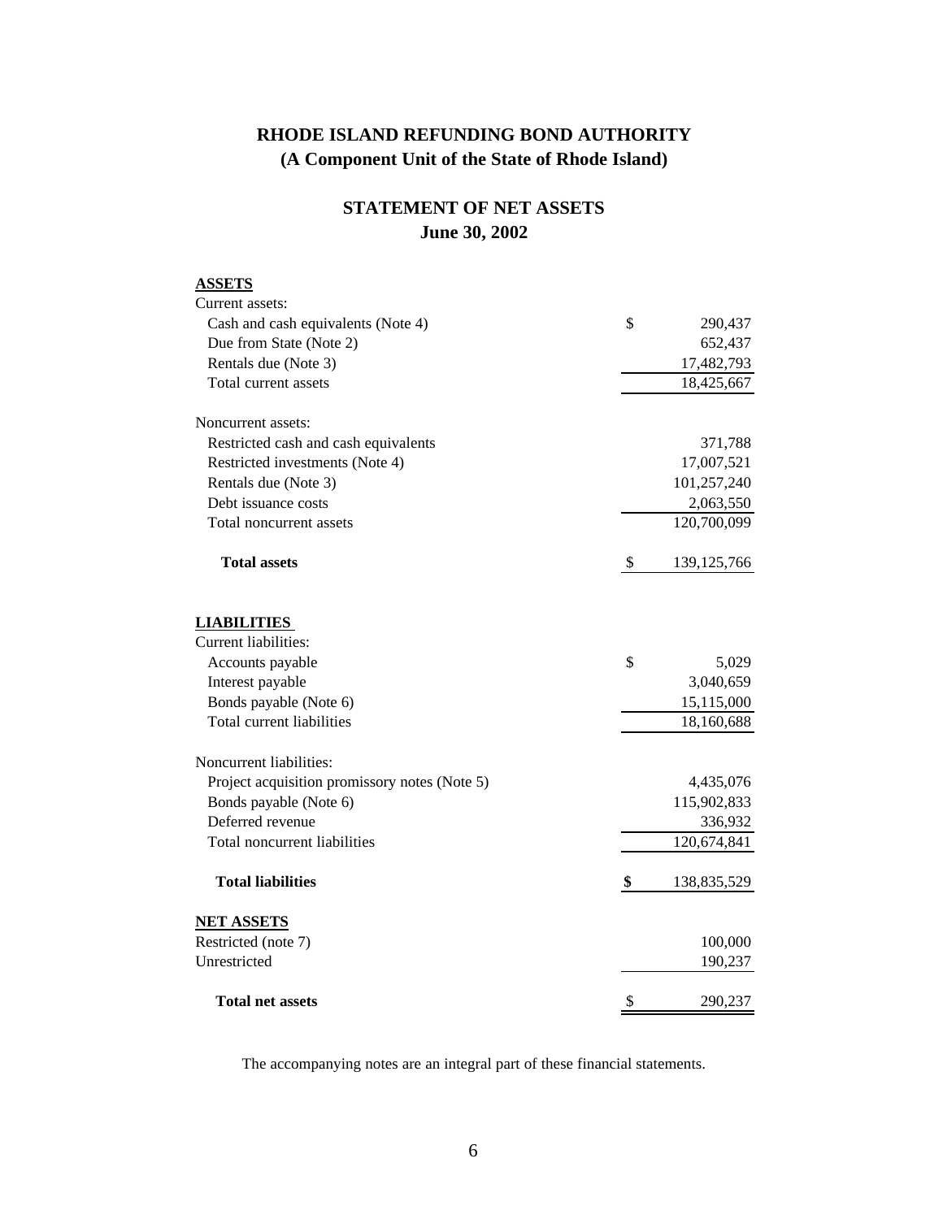# RHODE ISLAND REFUNDING BOND AUTHORITY
## (A Component Unit of the State of Rhode Island)

## STATEMENT OF NET ASSETS
## June 30, 2002

| | | |
|---|---|---|
| **ASSETS** | | |
| Current assets: | | |
| Cash and cash equivalents (Note 4) | $ | 290,437 |
| Due from State (Note 2) | | 652,437 |
| Rentals due (Note 3) | | 17,482,793 |
| Total current assets | | 18,425,667 |
| Noncurrent assets: | | |
| Restricted cash and cash equivalents | | 371,788 |
| Restricted investments (Note 4) | | 17,007,521 |
| Rentals due (Note 3) | | 101,257,240 |
| Debt issuance costs | | 2,063,550 |
| Total noncurrent assets | | 120,700,099 |
| **Total assets** | $ | 139,125,766 |
| **LIABILITIES** | | |
| Current liabilities: | | |
| Accounts payable | $ | 5,029 |
| Interest payable | | 3,040,659 |
| Bonds payable (Note 6) | | 15,115,000 |
| Total current liabilities | | 18,160,688 |
| Noncurrent liabilities: | | |
| Project acquisition promissory notes (Note 5) | | 4,435,076 |
| Bonds payable (Note 6) | | 115,902,833 |
| Deferred revenue | | 336,932 |
| Total noncurrent liabilities | | 120,674,841 |
| **Total liabilities** | **$** | 138,835,529 |
| **NET ASSETS** | | |
| Restricted (note 7) | | 100,000 |
| Unrestricted | | 190,237 |
| **Total net assets** | $ | 290,237 |

The accompanying notes are an integral part of these financial statements.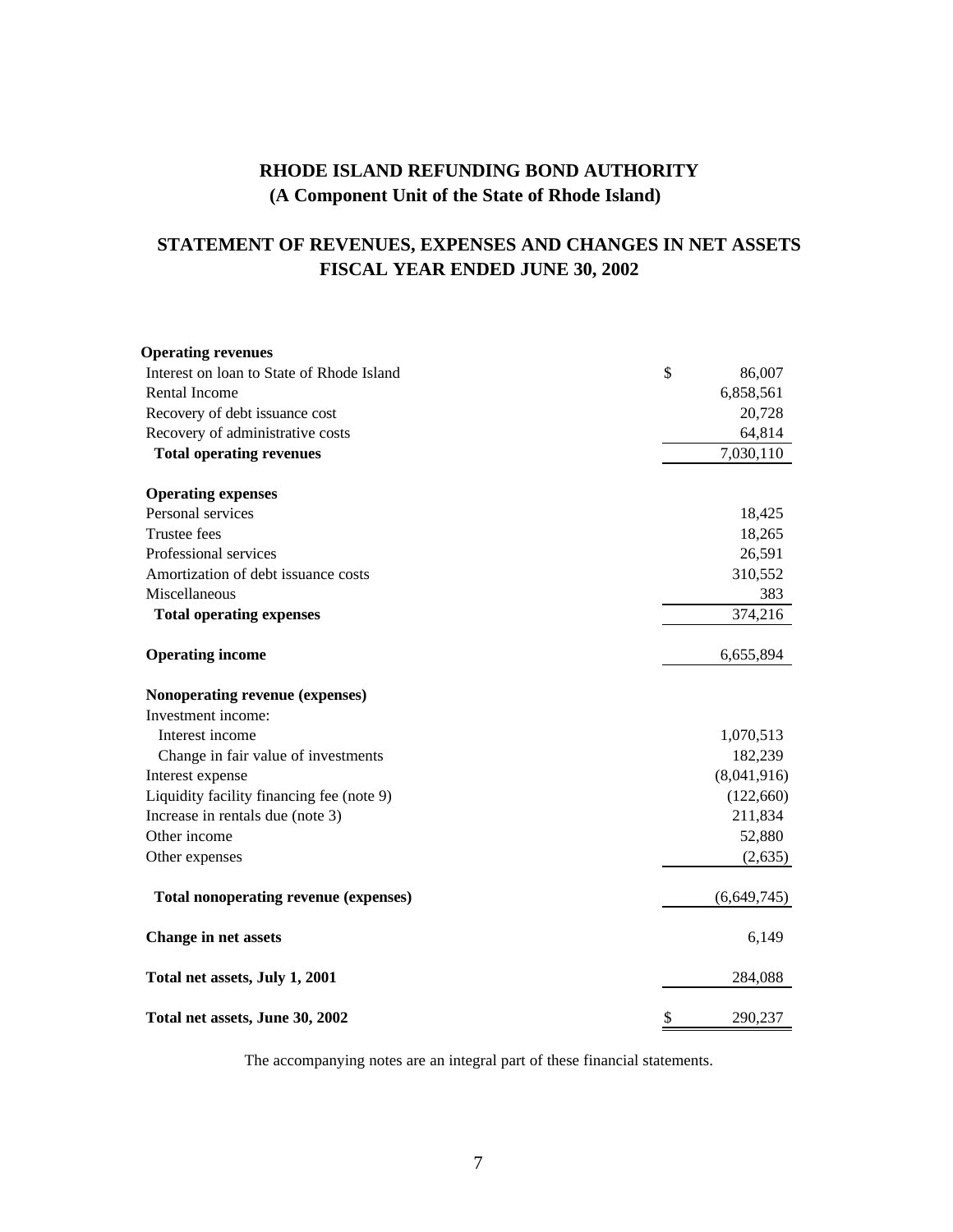# RHODE ISLAND REFUNDING BOND AUTHORITY
## (A Component Unit of the State of Rhode Island)

## STATEMENT OF REVENUES, EXPENSES AND CHANGES IN NET ASSETS
## FISCAL YEAR ENDED JUNE 30, 2002

| | |
|---|---|
| **Operating revenues** | |
| Interest on loan to State of Rhode Island | $ 86,007 |
| Rental Income | 6,858,561 |
| Recovery of debt issuance cost | 20,728 |
| Recovery of administrative costs | 64,814 |
| **Total operating revenues** | 7,030,110 |
| **Operating expenses** | |
| Personal services | 18,425 |
| Trustee fees | 18,265 |
| Professional services | 26,591 |
| Amortization of debt issuance costs | 310,552 |
| Miscellaneous | 383 |
| **Total operating expenses** | 374,216 |
| **Operating income** | 6,655,894 |
| **Nonoperating revenue (expenses)** | |
| Investment income: | |
| Interest income | 1,070,513 |
| Change in fair value of investments | 182,239 |
| Interest expense | (8,041,916) |
| Liquidity facility financing fee (note 9) | (122,660) |
| Increase in rentals due (note 3) | 211,834 |
| Other income | 52,880 |
| Other expenses | (2,635) |
| **Total nonoperating revenue (expenses)** | (6,649,745) |
| **Change in net assets** | 6,149 |
| **Total net assets, July 1, 2001** | 284,088 |
| **Total net assets, June 30, 2002** | $ 290,237 |

The accompanying notes are an integral part of these financial statements.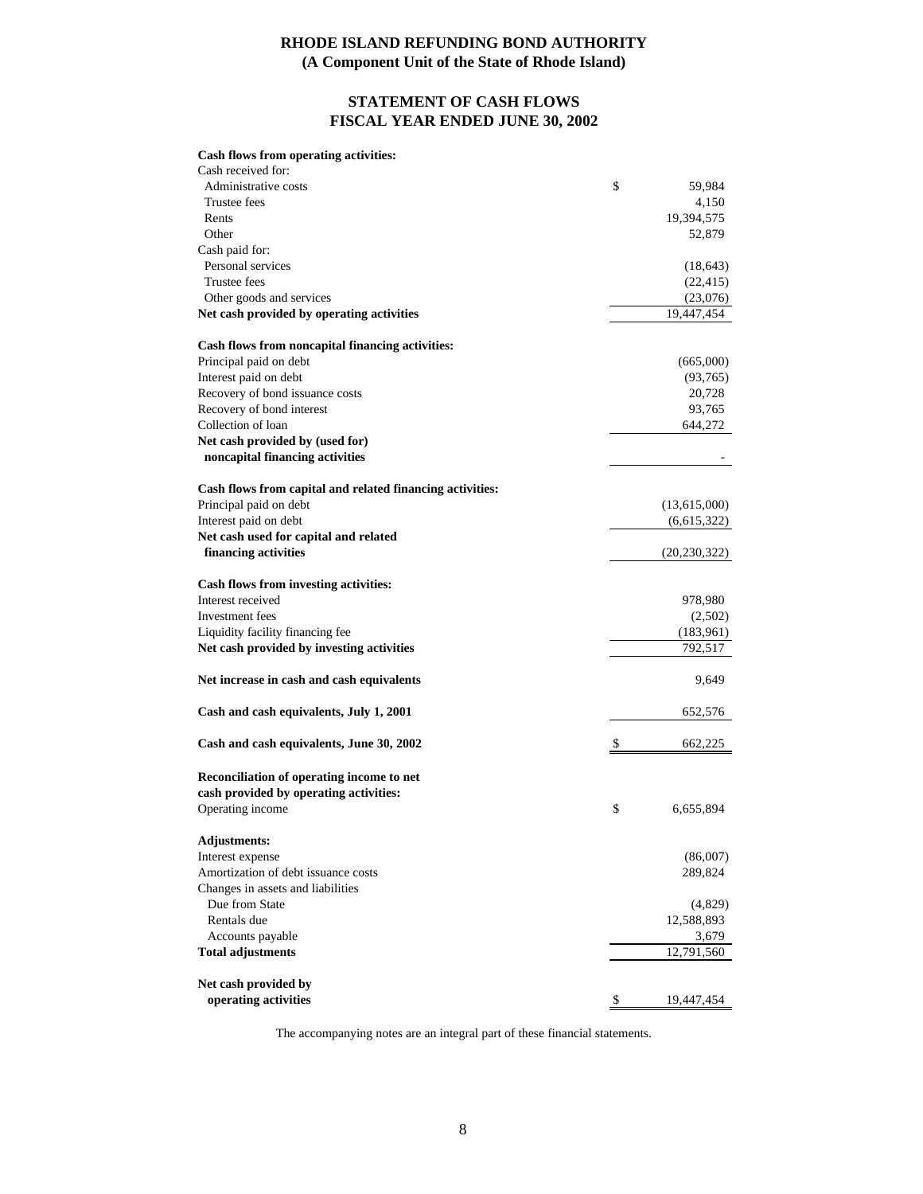# RHODE ISLAND REFUNDING BOND AUTHORITY
## (A Component Unit of the State of Rhode Island)

## STATEMENT OF CASH FLOWS
## FISCAL YEAR ENDED JUNE 30, 2002

| | |
|---|---|
| **Cash flows from operating activities:** | |
| Cash received for: | |
| Administrative costs | $ 59,984 |
| Trustee fees | 4,150 |
| Rents | 19,394,575 |
| Other | 52,879 |
| Cash paid for: | |
| Personal services | (18,643) |
| Trustee fees | (22,415) |
| Other goods and services | (23,076) |
| **Net cash provided by operating activities** | 19,447,454 |
| | |
| **Cash flows from noncapital financing activities:** | |
| Principal paid on debt | (665,000) |
| Interest paid on debt | (93,765) |
| Recovery of bond issuance costs | 20,728 |
| Recovery of bond interest | 93,765 |
| Collection of loan | 644,272 |
| **Net cash provided by (used for) noncapital financing activities** | - |
| | |
| **Cash flows from capital and related financing activities:** | |
| Principal paid on debt | (13,615,000) |
| Interest paid on debt | (6,615,322) |
| **Net cash used for capital and related financing activities** | (20,230,322) |
| | |
| **Cash flows from investing activities:** | |
| Interest received | 978,980 |
| Investment fees | (2,502) |
| Liquidity facility financing fee | (183,961) |
| **Net cash provided by investing activities** | 792,517 |
| | |
| **Net increase in cash and cash equivalents** | 9,649 |
| | |
| **Cash and cash equivalents, July 1, 2001** | 652,576 |
| | |
| **Cash and cash equivalents, June 30, 2002** | $ 662,225 |
| | |
| **Reconciliation of operating income to net cash provided by operating activities:** | |
| Operating income | $ 6,655,894 |
| | |
| **Adjustments:** | |
| Interest expense | (86,007) |
| Amortization of debt issuance costs | 289,824 |
| Changes in assets and liabilities | |
| Due from State | (4,829) |
| Rentals due | 12,588,893 |
| Accounts payable | 3,679 |
| **Total adjustments** | 12,791,560 |
| | |
| **Net cash provided by operating activities** | $ 19,447,454 |

The accompanying notes are an integral part of these financial statements.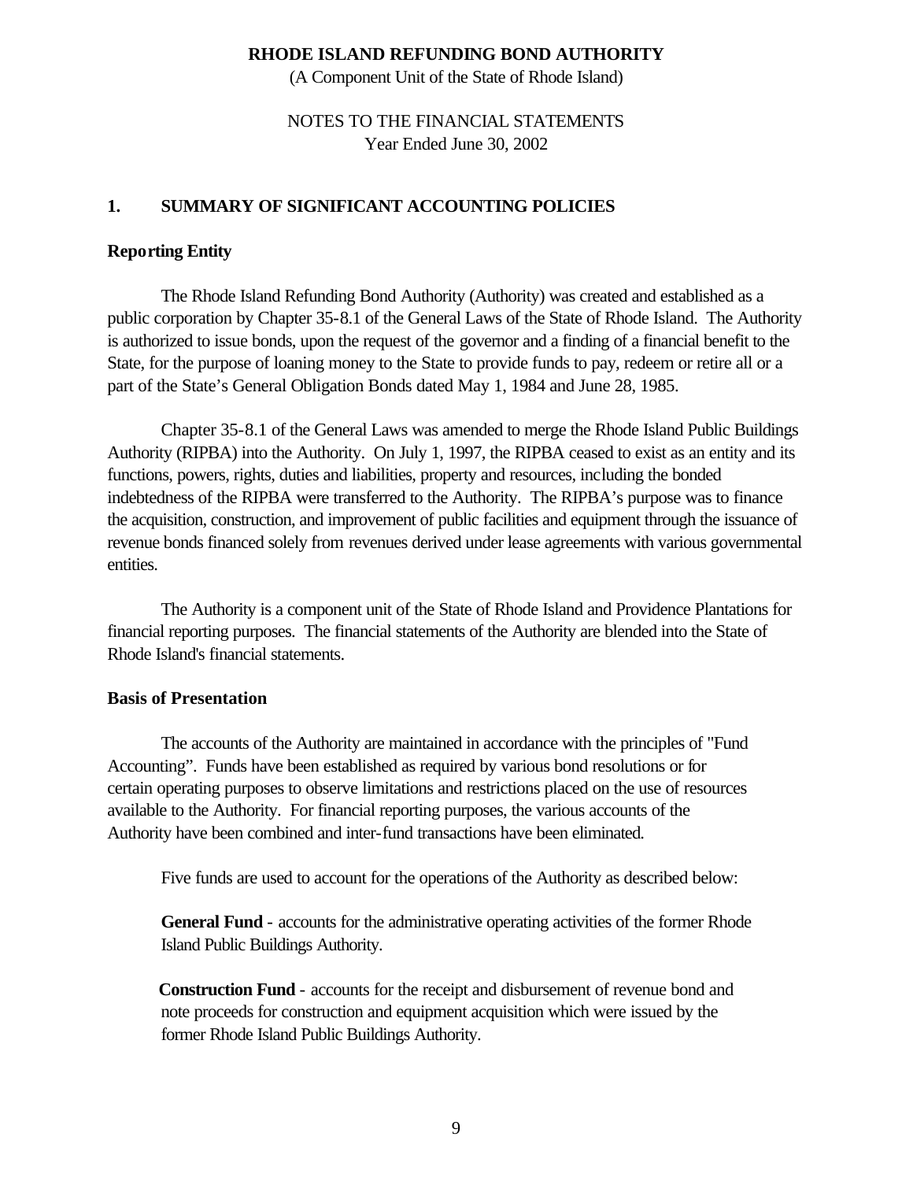**RHODE ISLAND REFUNDING BOND AUTHORITY**

(A Component Unit of the State of Rhode Island)

NOTES TO THE FINANCIAL STATEMENTS
Year Ended June 30, 2002

## 1. SUMMARY OF SIGNIFICANT ACCOUNTING POLICIES

### Reporting Entity

The Rhode Island Refunding Bond Authority (Authority) was created and established as a public corporation by Chapter 35-8.1 of the General Laws of the State of Rhode Island. The Authority is authorized to issue bonds, upon the request of the governor and a finding of a financial benefit to the State, for the purpose of loaning money to the State to provide funds to pay, redeem or retire all or a part of the State's General Obligation Bonds dated May 1, 1984 and June 28, 1985.

Chapter 35-8.1 of the General Laws was amended to merge the Rhode Island Public Buildings Authority (RIPBA) into the Authority. On July 1, 1997, the RIPBA ceased to exist as an entity and its functions, powers, rights, duties and liabilities, property and resources, including the bonded indebtedness of the RIPBA were transferred to the Authority. The RIPBA's purpose was to finance the acquisition, construction, and improvement of public facilities and equipment through the issuance of revenue bonds financed solely from revenues derived under lease agreements with various governmental entities.

The Authority is a component unit of the State of Rhode Island and Providence Plantations for financial reporting purposes. The financial statements of the Authority are blended into the State of Rhode Island's financial statements.

### Basis of Presentation

The accounts of the Authority are maintained in accordance with the principles of "Fund Accounting". Funds have been established as required by various bond resolutions or for certain operating purposes to observe limitations and restrictions placed on the use of resources available to the Authority. For financial reporting purposes, the various accounts of the Authority have been combined and inter-fund transactions have been eliminated.

Five funds are used to account for the operations of the Authority as described below:

**General Fund** - accounts for the administrative operating activities of the former Rhode Island Public Buildings Authority.

**Construction Fund** - accounts for the receipt and disbursement of revenue bond and note proceeds for construction and equipment acquisition which were issued by the former Rhode Island Public Buildings Authority.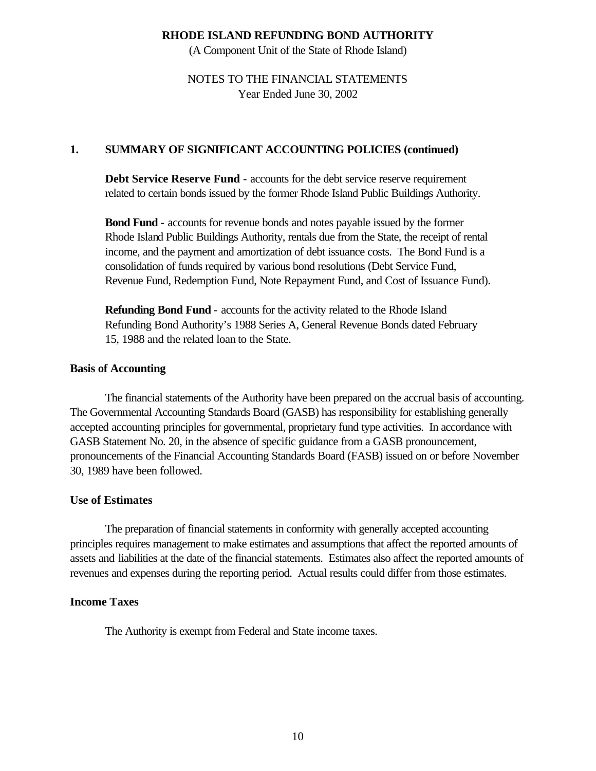## 1. SUMMARY OF SIGNIFICANT ACCOUNTING POLICIES (continued)

**Debt Service Reserve Fund** - accounts for the debt service reserve requirement related to certain bonds issued by the former Rhode Island Public Buildings Authority.

**Bond Fund** - accounts for revenue bonds and notes payable issued by the former Rhode Island Public Buildings Authority, rentals due from the State, the receipt of rental income, and the payment and amortization of debt issuance costs. The Bond Fund is a consolidation of funds required by various bond resolutions (Debt Service Fund, Revenue Fund, Redemption Fund, Note Repayment Fund, and Cost of Issuance Fund).

**Refunding Bond Fund** - accounts for the activity related to the Rhode Island Refunding Bond Authority's 1988 Series A, General Revenue Bonds dated February 15, 1988 and the related loan to the State.

### Basis of Accounting

The financial statements of the Authority have been prepared on the accrual basis of accounting. The Governmental Accounting Standards Board (GASB) has responsibility for establishing generally accepted accounting principles for governmental, proprietary fund type activities. In accordance with GASB Statement No. 20, in the absence of specific guidance from a GASB pronouncement, pronouncements of the Financial Accounting Standards Board (FASB) issued on or before November 30, 1989 have been followed.

### Use of Estimates

The preparation of financial statements in conformity with generally accepted accounting principles requires management to make estimates and assumptions that affect the reported amounts of assets and liabilities at the date of the financial statements. Estimates also affect the reported amounts of revenues and expenses during the reporting period. Actual results could differ from those estimates.

### Income Taxes

The Authority is exempt from Federal and State income taxes.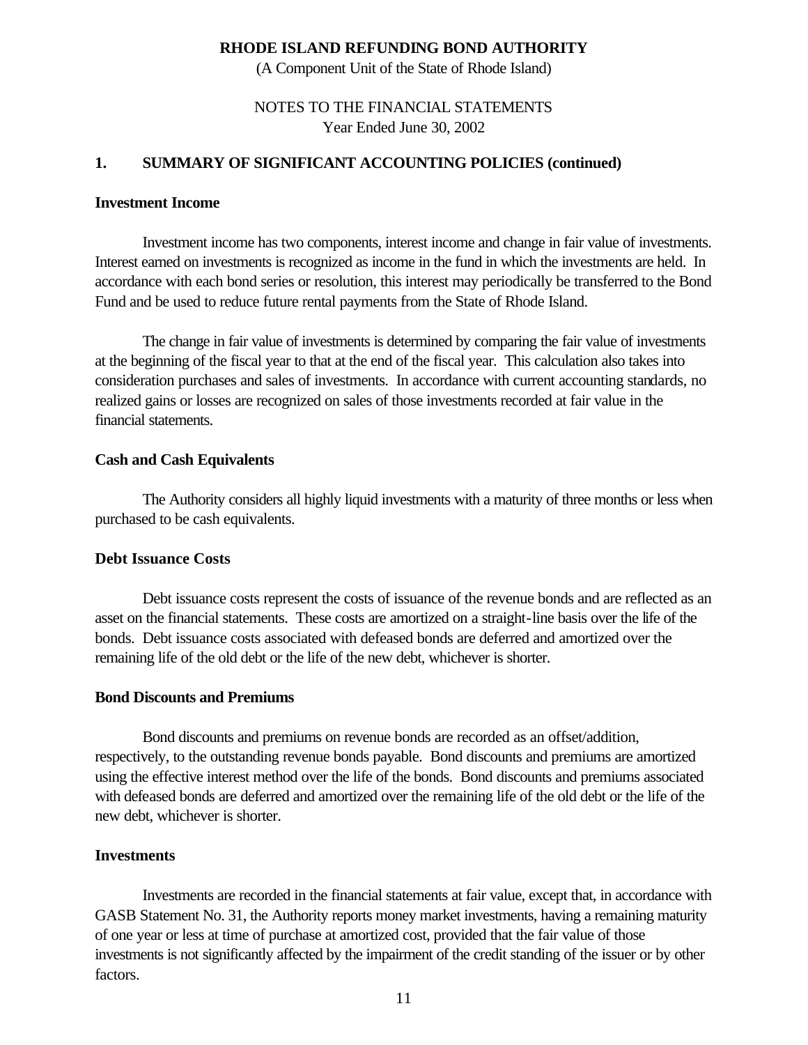**RHODE ISLAND REFUNDING BOND AUTHORITY**

(A Component Unit of the State of Rhode Island)

NOTES TO THE FINANCIAL STATEMENTS

Year Ended June 30, 2002

## 1. SUMMARY OF SIGNIFICANT ACCOUNTING POLICIES (continued)

### Investment Income

Investment income has two components, interest income and change in fair value of investments. Interest earned on investments is recognized as income in the fund in which the investments are held. In accordance with each bond series or resolution, this interest may periodically be transferred to the Bond Fund and be used to reduce future rental payments from the State of Rhode Island.

The change in fair value of investments is determined by comparing the fair value of investments at the beginning of the fiscal year to that at the end of the fiscal year. This calculation also takes into consideration purchases and sales of investments. In accordance with current accounting standards, no realized gains or losses are recognized on sales of those investments recorded at fair value in the financial statements.

### Cash and Cash Equivalents

The Authority considers all highly liquid investments with a maturity of three months or less when purchased to be cash equivalents.

### Debt Issuance Costs

Debt issuance costs represent the costs of issuance of the revenue bonds and are reflected as an asset on the financial statements. These costs are amortized on a straight-line basis over the life of the bonds. Debt issuance costs associated with defeased bonds are deferred and amortized over the remaining life of the old debt or the life of the new debt, whichever is shorter.

### Bond Discounts and Premiums

Bond discounts and premiums on revenue bonds are recorded as an offset/addition, respectively, to the outstanding revenue bonds payable. Bond discounts and premiums are amortized using the effective interest method over the life of the bonds. Bond discounts and premiums associated with defeased bonds are deferred and amortized over the remaining life of the old debt or the life of the new debt, whichever is shorter.

### Investments

Investments are recorded in the financial statements at fair value, except that, in accordance with GASB Statement No. 31, the Authority reports money market investments, having a remaining maturity of one year or less at time of purchase at amortized cost, provided that the fair value of those investments is not significantly affected by the impairment of the credit standing of the issuer or by other factors.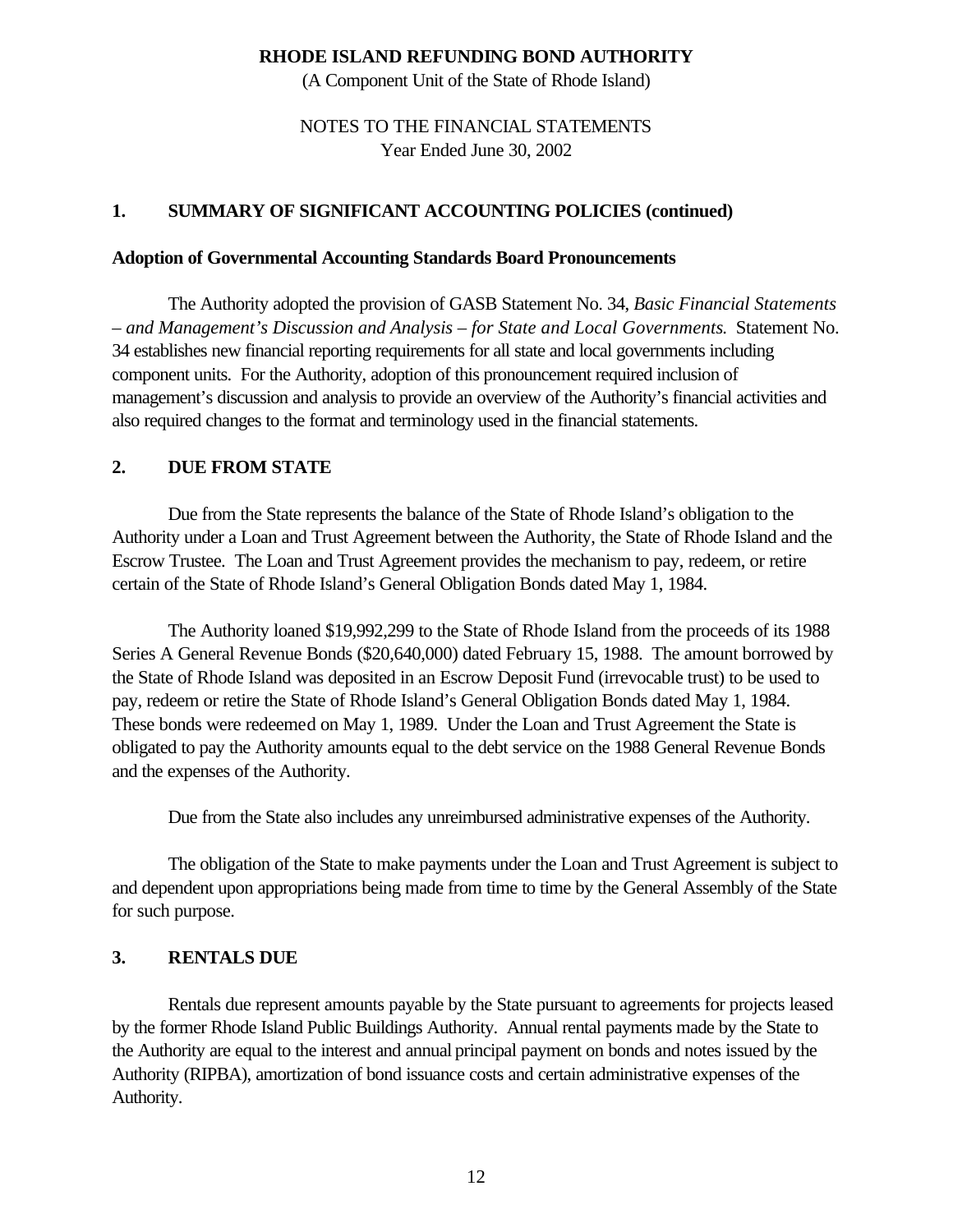**RHODE ISLAND REFUNDING BOND AUTHORITY**

(A Component Unit of the State of Rhode Island)

NOTES TO THE FINANCIAL STATEMENTS
Year Ended June 30, 2002

## 1. SUMMARY OF SIGNIFICANT ACCOUNTING POLICIES (continued)

### Adoption of Governmental Accounting Standards Board Pronouncements

The Authority adopted the provision of GASB Statement No. 34, *Basic Financial Statements – and Management's Discussion and Analysis – for State and Local Governments.* Statement No. 34 establishes new financial reporting requirements for all state and local governments including component units. For the Authority, adoption of this pronouncement required inclusion of management's discussion and analysis to provide an overview of the Authority's financial activities and also required changes to the format and terminology used in the financial statements.

## 2. DUE FROM STATE

Due from the State represents the balance of the State of Rhode Island's obligation to the Authority under a Loan and Trust Agreement between the Authority, the State of Rhode Island and the Escrow Trustee. The Loan and Trust Agreement provides the mechanism to pay, redeem, or retire certain of the State of Rhode Island's General Obligation Bonds dated May 1, 1984.

The Authority loaned $19,992,299 to the State of Rhode Island from the proceeds of its 1988 Series A General Revenue Bonds ($20,640,000) dated February 15, 1988. The amount borrowed by the State of Rhode Island was deposited in an Escrow Deposit Fund (irrevocable trust) to be used to pay, redeem or retire the State of Rhode Island's General Obligation Bonds dated May 1, 1984. These bonds were redeemed on May 1, 1989. Under the Loan and Trust Agreement the State is obligated to pay the Authority amounts equal to the debt service on the 1988 General Revenue Bonds and the expenses of the Authority.

Due from the State also includes any unreimbursed administrative expenses of the Authority.

The obligation of the State to make payments under the Loan and Trust Agreement is subject to and dependent upon appropriations being made from time to time by the General Assembly of the State for such purpose.

## 3. RENTALS DUE

Rentals due represent amounts payable by the State pursuant to agreements for projects leased by the former Rhode Island Public Buildings Authority. Annual rental payments made by the State to the Authority are equal to the interest and annual principal payment on bonds and notes issued by the Authority (RIPBA), amortization of bond issuance costs and certain administrative expenses of the Authority.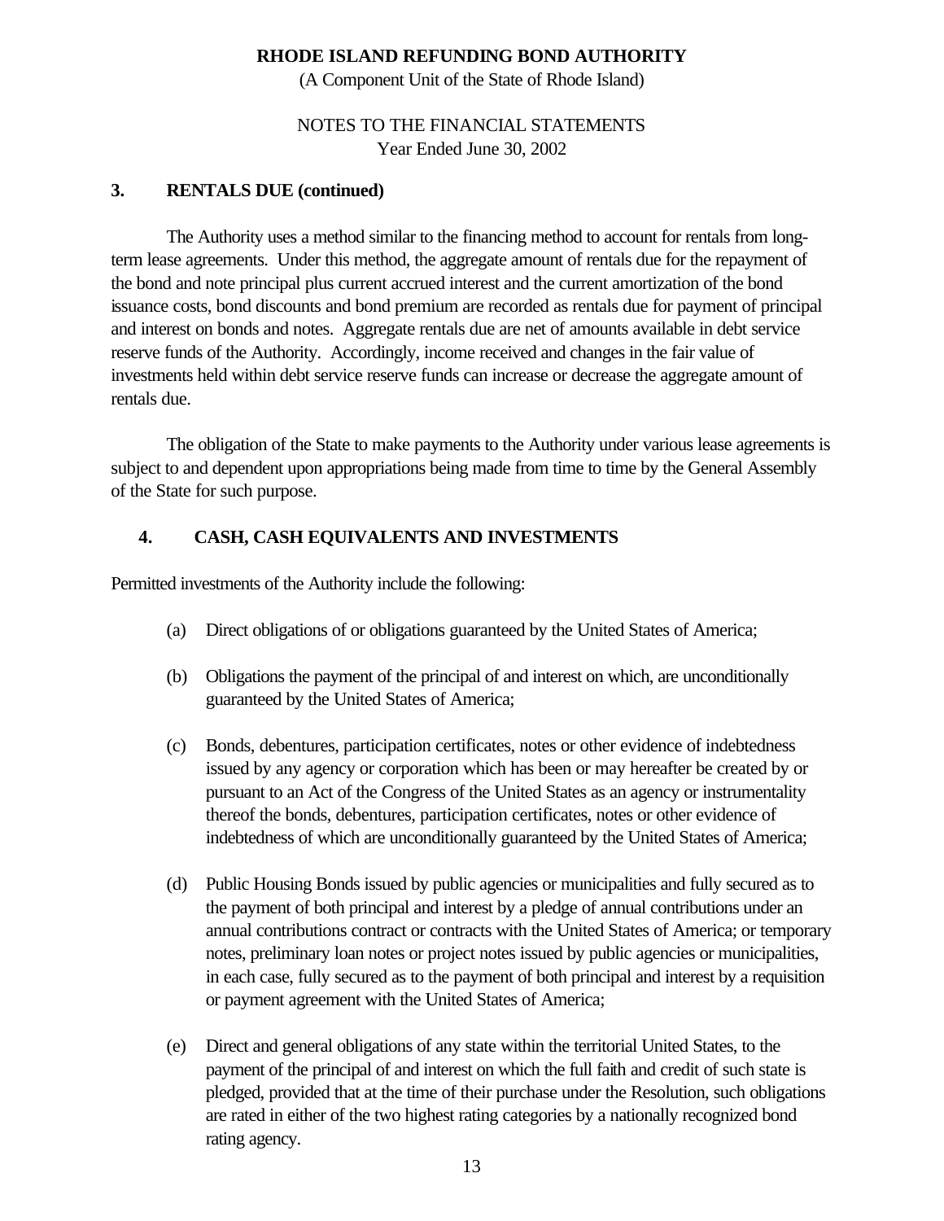**RHODE ISLAND REFUNDING BOND AUTHORITY**

(A Component Unit of the State of Rhode Island)

NOTES TO THE FINANCIAL STATEMENTS
Year Ended June 30, 2002

## 3. RENTALS DUE (continued)

The Authority uses a method similar to the financing method to account for rentals from long-term lease agreements. Under this method, the aggregate amount of rentals due for the repayment of the bond and note principal plus current accrued interest and the current amortization of the bond issuance costs, bond discounts and bond premium are recorded as rentals due for payment of principal and interest on bonds and notes. Aggregate rentals due are net of amounts available in debt service reserve funds of the Authority. Accordingly, income received and changes in the fair value of investments held within debt service reserve funds can increase or decrease the aggregate amount of rentals due.

The obligation of the State to make payments to the Authority under various lease agreements is subject to and dependent upon appropriations being made from time to time by the General Assembly of the State for such purpose.

## 4. CASH, CASH EQUIVALENTS AND INVESTMENTS

Permitted investments of the Authority include the following:

(a) Direct obligations of or obligations guaranteed by the United States of America;

(b) Obligations the payment of the principal of and interest on which, are unconditionally guaranteed by the United States of America;

(c) Bonds, debentures, participation certificates, notes or other evidence of indebtedness issued by any agency or corporation which has been or may hereafter be created by or pursuant to an Act of the Congress of the United States as an agency or instrumentality thereof the bonds, debentures, participation certificates, notes or other evidence of indebtedness of which are unconditionally guaranteed by the United States of America;

(d) Public Housing Bonds issued by public agencies or municipalities and fully secured as to the payment of both principal and interest by a pledge of annual contributions under an annual contributions contract or contracts with the United States of America; or temporary notes, preliminary loan notes or project notes issued by public agencies or municipalities, in each case, fully secured as to the payment of both principal and interest by a requisition or payment agreement with the United States of America;

(e) Direct and general obligations of any state within the territorial United States, to the payment of the principal of and interest on which the full faith and credit of such state is pledged, provided that at the time of their purchase under the Resolution, such obligations are rated in either of the two highest rating categories by a nationally recognized bond rating agency.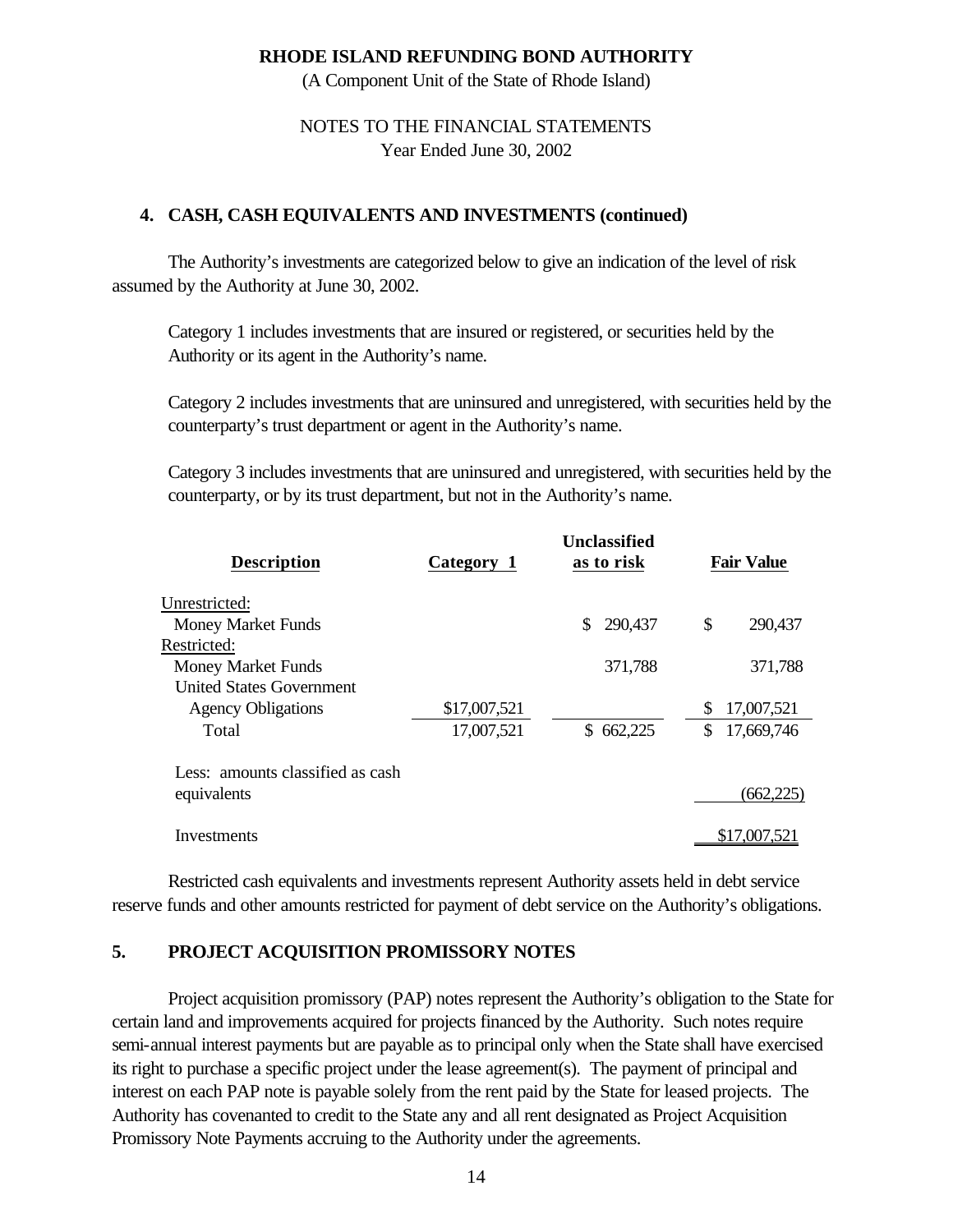**RHODE ISLAND REFUNDING BOND AUTHORITY**
(A Component Unit of the State of Rhode Island)

NOTES TO THE FINANCIAL STATEMENTS
Year Ended June 30, 2002

## 4. CASH, CASH EQUIVALENTS AND INVESTMENTS (continued)

The Authority's investments are categorized below to give an indication of the level of risk assumed by the Authority at June 30, 2002.

Category 1 includes investments that are insured or registered, or securities held by the Authority or its agent in the Authority's name.

Category 2 includes investments that are uninsured and unregistered, with securities held by the counterparty's trust department or agent in the Authority's name.

Category 3 includes investments that are uninsured and unregistered, with securities held by the counterparty, or by its trust department, but not in the Authority's name.

| Description | Category 1 | Unclassified as to risk | Fair Value |
|---|---|---|---|
| Unrestricted: | | | |
| Money Market Funds | | $ 290,437 | $ 290,437 |
| Restricted: | | | |
| Money Market Funds | | 371,788 | 371,788 |
| United States Government Agency Obligations | $17,007,521 | | $ 17,007,521 |
| Total | 17,007,521 | $ 662,225 | $ 17,669,746 |
| Less: amounts classified as cash equivalents | | | (662,225) |
| Investments | | | $17,007,521 |

Restricted cash equivalents and investments represent Authority assets held in debt service reserve funds and other amounts restricted for payment of debt service on the Authority's obligations.

## 5. PROJECT ACQUISITION PROMISSORY NOTES

Project acquisition promissory (PAP) notes represent the Authority's obligation to the State for certain land and improvements acquired for projects financed by the Authority. Such notes require semi-annual interest payments but are payable as to principal only when the State shall have exercised its right to purchase a specific project under the lease agreement(s). The payment of principal and interest on each PAP note is payable solely from the rent paid by the State for leased projects. The Authority has covenanted to credit to the State any and all rent designated as Project Acquisition Promissory Note Payments accruing to the Authority under the agreements.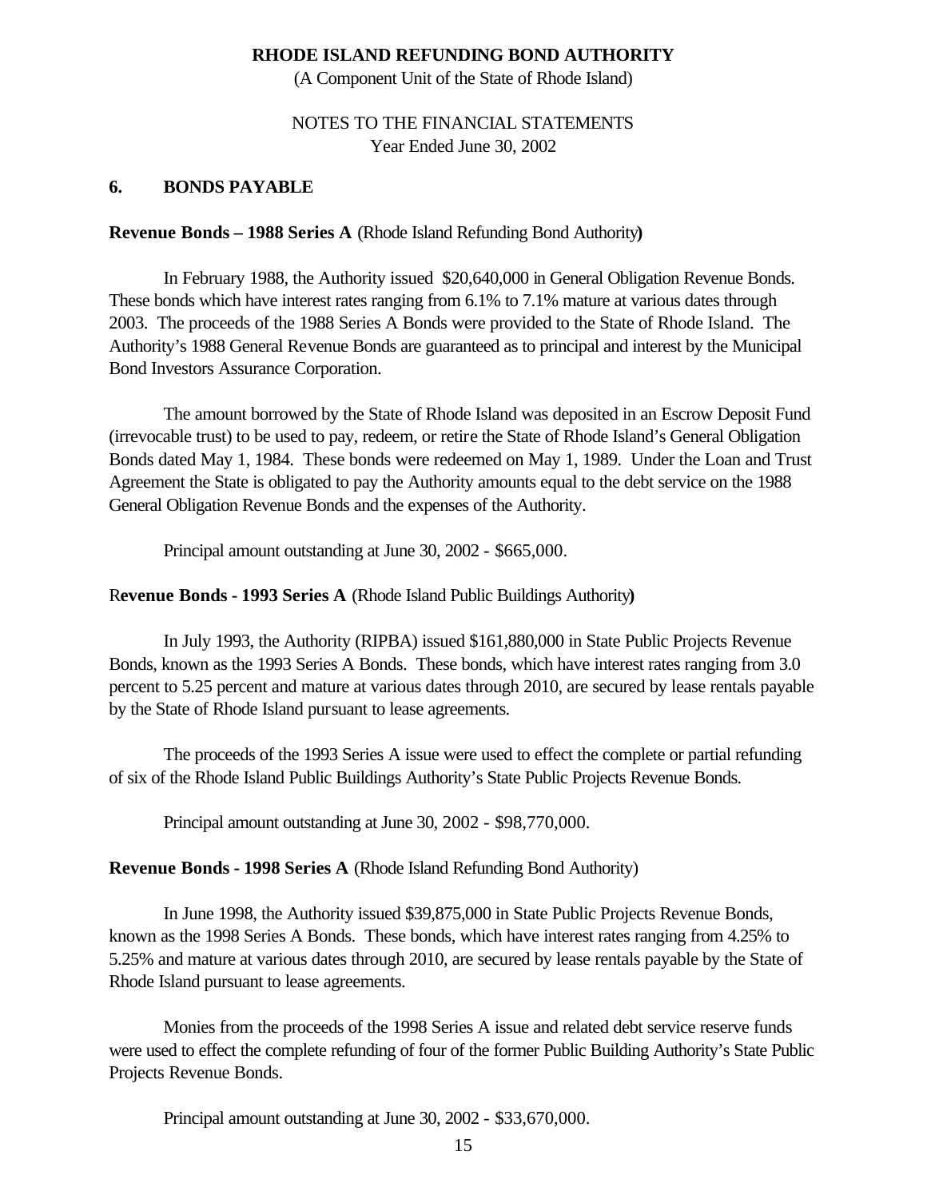RHODE ISLAND REFUNDING BOND AUTHORITY

(A Component Unit of the State of Rhode Island)

NOTES TO THE FINANCIAL STATEMENTS
Year Ended June 30, 2002

## 6. BONDS PAYABLE

**Revenue Bonds – 1988 Series A** (Rhode Island Refunding Bond Authority**)**

In February 1988, the Authority issued $20,640,000 in General Obligation Revenue Bonds. These bonds which have interest rates ranging from 6.1% to 7.1% mature at various dates through 2003. The proceeds of the 1988 Series A Bonds were provided to the State of Rhode Island. The Authority's 1988 General Revenue Bonds are guaranteed as to principal and interest by the Municipal Bond Investors Assurance Corporation.

The amount borrowed by the State of Rhode Island was deposited in an Escrow Deposit Fund (irrevocable trust) to be used to pay, redeem, or retire the State of Rhode Island's General Obligation Bonds dated May 1, 1984. These bonds were redeemed on May 1, 1989. Under the Loan and Trust Agreement the State is obligated to pay the Authority amounts equal to the debt service on the 1988 General Obligation Revenue Bonds and the expenses of the Authority.

Principal amount outstanding at June 30, 2002 - $665,000.

R**evenue Bonds - 1993 Series A** (Rhode Island Public Buildings Authority**)**

In July 1993, the Authority (RIPBA) issued $161,880,000 in State Public Projects Revenue Bonds, known as the 1993 Series A Bonds. These bonds, which have interest rates ranging from 3.0 percent to 5.25 percent and mature at various dates through 2010, are secured by lease rentals payable by the State of Rhode Island pursuant to lease agreements.

The proceeds of the 1993 Series A issue were used to effect the complete or partial refunding of six of the Rhode Island Public Buildings Authority's State Public Projects Revenue Bonds.

Principal amount outstanding at June 30, 2002 - $98,770,000.

**Revenue Bonds - 1998 Series A** (Rhode Island Refunding Bond Authority)

In June 1998, the Authority issued $39,875,000 in State Public Projects Revenue Bonds, known as the 1998 Series A Bonds. These bonds, which have interest rates ranging from 4.25% to 5.25% and mature at various dates through 2010, are secured by lease rentals payable by the State of Rhode Island pursuant to lease agreements.

Monies from the proceeds of the 1998 Series A issue and related debt service reserve funds were used to effect the complete refunding of four of the former Public Building Authority's State Public Projects Revenue Bonds.

Principal amount outstanding at June 30, 2002 - $33,670,000.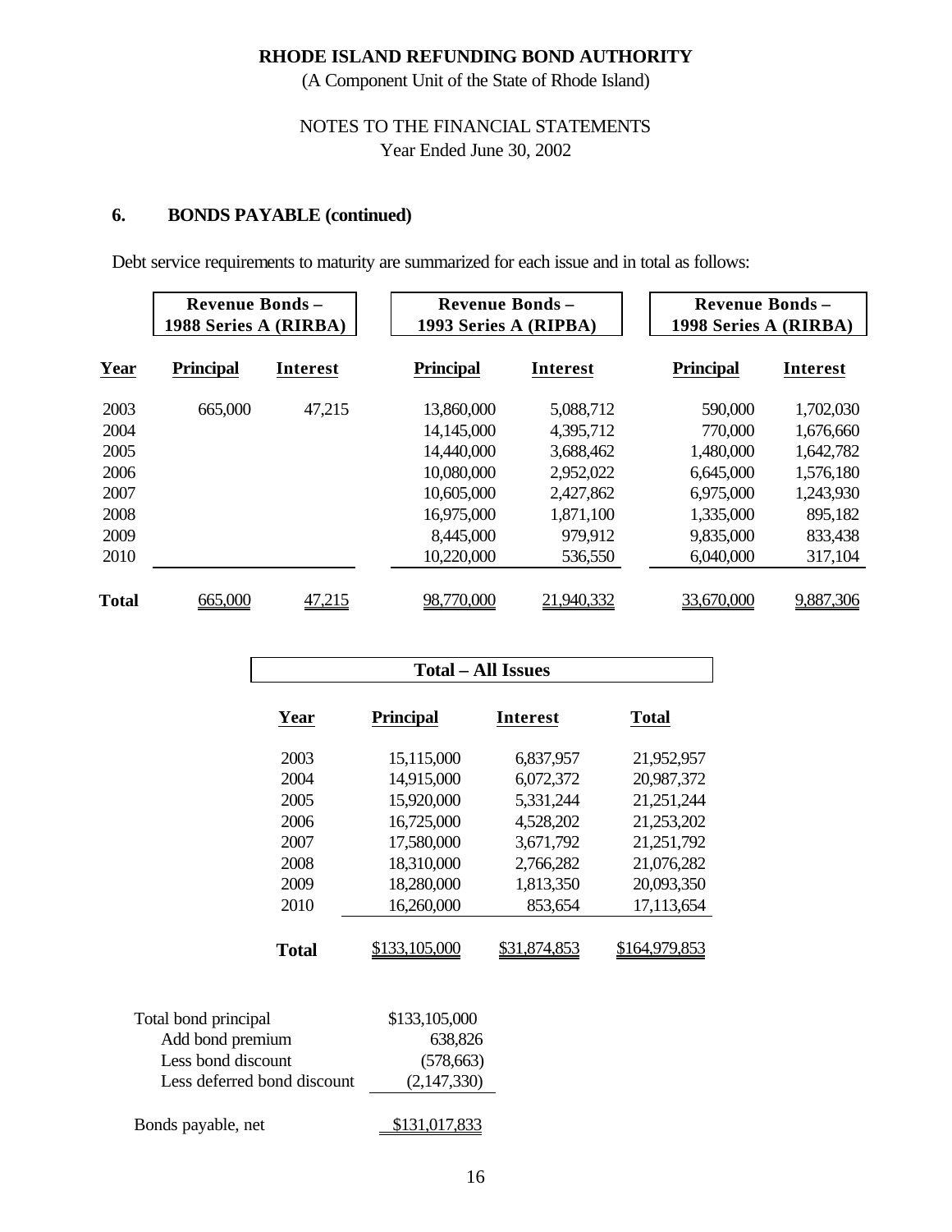**RHODE ISLAND REFUNDING BOND AUTHORITY**

(A Component Unit of the State of Rhode Island)

NOTES TO THE FINANCIAL STATEMENTS
Year Ended June 30, 2002

## 6. BONDS PAYABLE (continued)

Debt service requirements to maturity are summarized for each issue and in total as follows:

| | Revenue Bonds – 1988 Series A (RIRBA) | | Revenue Bonds – 1993 Series A (RIPBA) | | Revenue Bonds – 1998 Series A (RIRBA) | |
|---|---|---|---|---|---|---|
| **Year** | **Principal** | **Interest** | **Principal** | **Interest** | **Principal** | **Interest** |
| 2003 | 665,000 | 47,215 | 13,860,000 | 5,088,712 | 590,000 | 1,702,030 |
| 2004 | | | 14,145,000 | 4,395,712 | 770,000 | 1,676,660 |
| 2005 | | | 14,440,000 | 3,688,462 | 1,480,000 | 1,642,782 |
| 2006 | | | 10,080,000 | 2,952,022 | 6,645,000 | 1,576,180 |
| 2007 | | | 10,605,000 | 2,427,862 | 6,975,000 | 1,243,930 |
| 2008 | | | 16,975,000 | 1,871,100 | 1,335,000 | 895,182 |
| 2009 | | | 8,445,000 | 979,912 | 9,835,000 | 833,438 |
| 2010 | | | 10,220,000 | 536,550 | 6,040,000 | 317,104 |
| **Total** | 665,000 | 47,215 | 98,770,000 | 21,940,332 | 33,670,000 | 9,887,306 |

| Total – All Issues | | | |
|---|---|---|---|
| **Year** | **Principal** | **Interest** | **Total** |
| 2003 | 15,115,000 | 6,837,957 | 21,952,957 |
| 2004 | 14,915,000 | 6,072,372 | 20,987,372 |
| 2005 | 15,920,000 | 5,331,244 | 21,251,244 |
| 2006 | 16,725,000 | 4,528,202 | 21,253,202 |
| 2007 | 17,580,000 | 3,671,792 | 21,251,792 |
| 2008 | 18,310,000 | 2,766,282 | 21,076,282 |
| 2009 | 18,280,000 | 1,813,350 | 20,093,350 |
| 2010 | 16,260,000 | 853,654 | 17,113,654 |
| **Total** | $133,105,000 | $31,874,853 | $164,979,853 |

| | |
|---|---|
| Total bond principal | $133,105,000 |
| Add bond premium | 638,826 |
| Less bond discount | (578,663) |
| Less deferred bond discount | (2,147,330) |
| Bonds payable, net | $131,017,833 |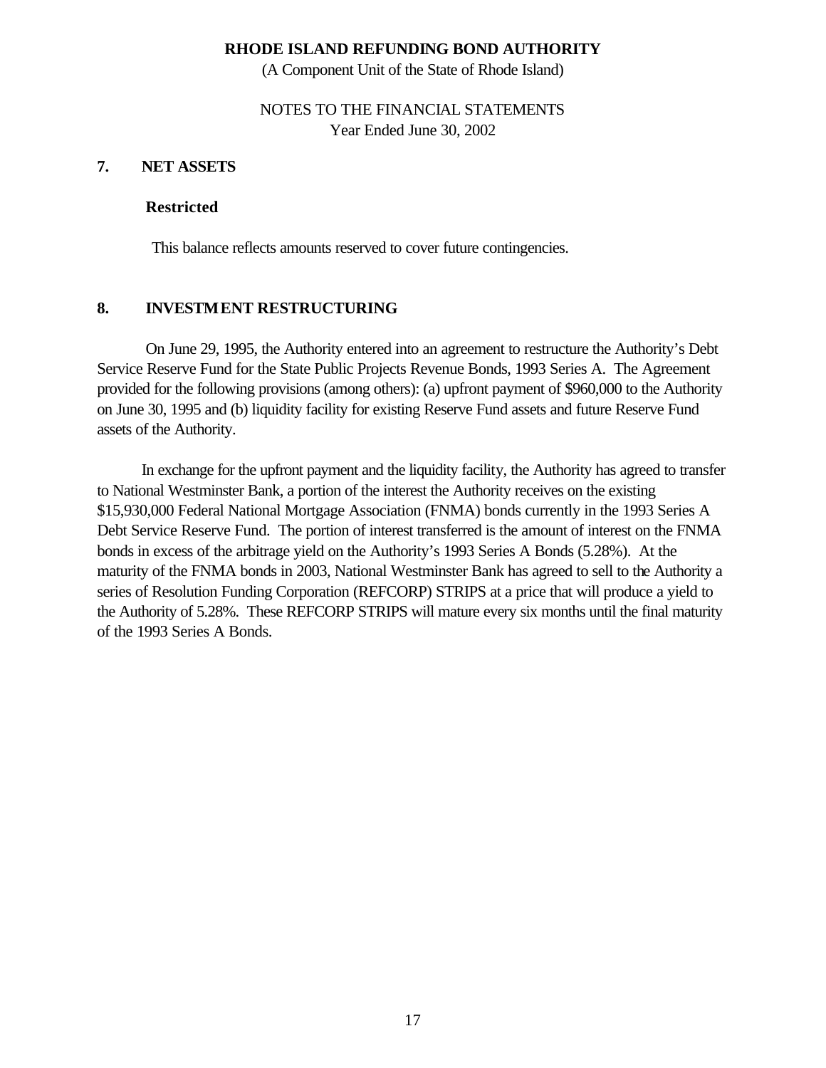**RHODE ISLAND REFUNDING BOND AUTHORITY**

(A Component Unit of the State of Rhode Island)

NOTES TO THE FINANCIAL STATEMENTS
Year Ended June 30, 2002

## 7. NET ASSETS

### Restricted

This balance reflects amounts reserved to cover future contingencies.

## 8. INVESTMENT RESTRUCTURING

On June 29, 1995, the Authority entered into an agreement to restructure the Authority's Debt Service Reserve Fund for the State Public Projects Revenue Bonds, 1993 Series A. The Agreement provided for the following provisions (among others): (a) upfront payment of $960,000 to the Authority on June 30, 1995 and (b) liquidity facility for existing Reserve Fund assets and future Reserve Fund assets of the Authority.

In exchange for the upfront payment and the liquidity facility, the Authority has agreed to transfer to National Westminster Bank, a portion of the interest the Authority receives on the existing $15,930,000 Federal National Mortgage Association (FNMA) bonds currently in the 1993 Series A Debt Service Reserve Fund. The portion of interest transferred is the amount of interest on the FNMA bonds in excess of the arbitrage yield on the Authority's 1993 Series A Bonds (5.28%). At the maturity of the FNMA bonds in 2003, National Westminster Bank has agreed to sell to the Authority a series of Resolution Funding Corporation (REFCORP) STRIPS at a price that will produce a yield to the Authority of 5.28%. These REFCORP STRIPS will mature every six months until the final maturity of the 1993 Series A Bonds.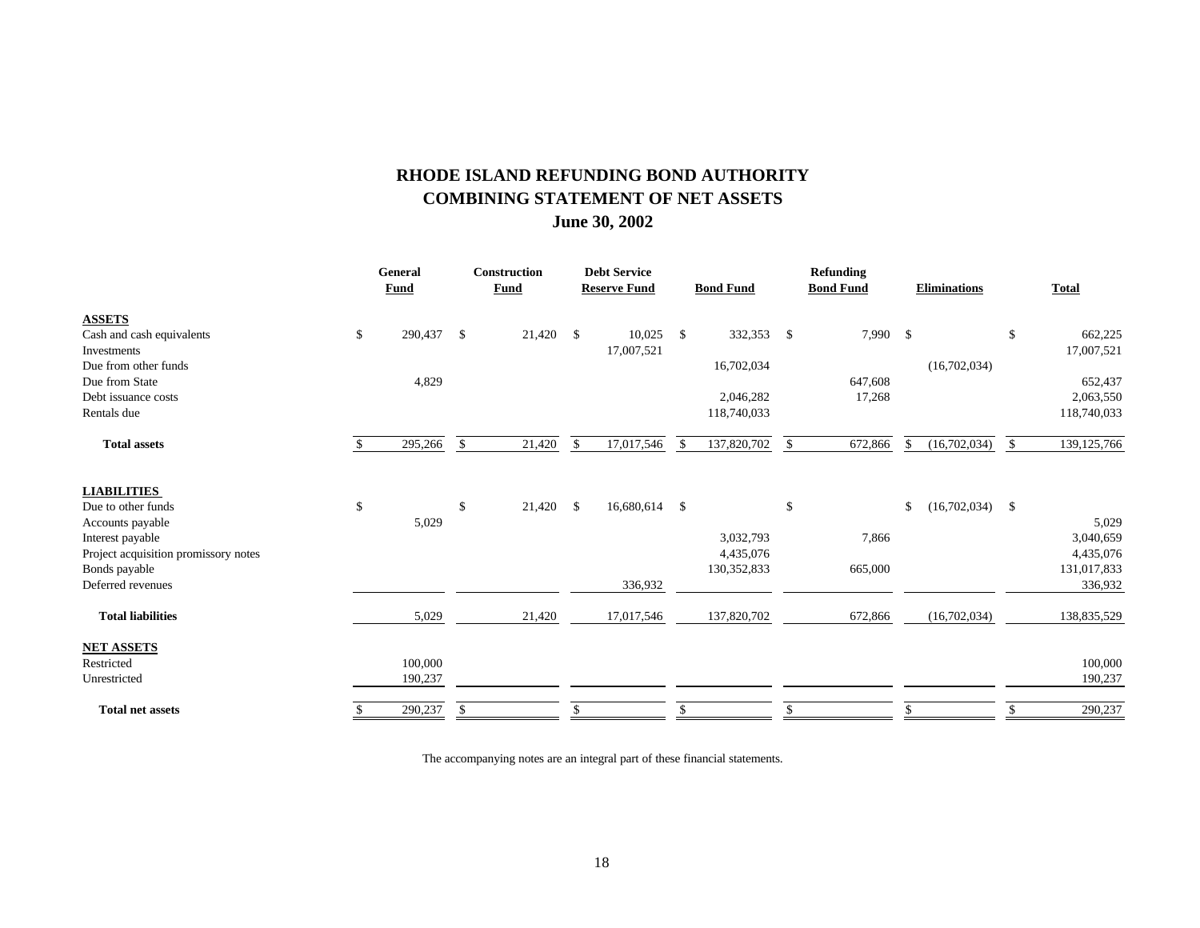# RHODE ISLAND REFUNDING BOND AUTHORITY
## COMBINING STATEMENT OF NET ASSETS
### June 30, 2002

| | General Fund | Construction Fund | Debt Service Reserve Fund | Bond Fund | Refunding Bond Fund | Eliminations | Total |
|---|---|---|---|---|---|---|---|
| **ASSETS** | | | | | | | |
| Cash and cash equivalents | $ 290,437 | $ 21,420 | $ 10,025 | $ 332,353 | $ 7,990 | $ | $ 662,225 |
| Investments | | | 17,007,521 | | | | 17,007,521 |
| Due from other funds | | | | 16,702,034 | | (16,702,034) | |
| Due from State | 4,829 | | | | 647,608 | | 652,437 |
| Debt issuance costs | | | | 2,046,282 | 17,268 | | 2,063,550 |
| Rentals due | | | | 118,740,033 | | | 118,740,033 |
| **Total assets** | $ 295,266 | $ 21,420 | $ 17,017,546 | $ 137,820,702 | $ 672,866 | $ (16,702,034) | $ 139,125,766 |
| **LIABILITIES** | | | | | | | |
| Due to other funds | $ | $ 21,420 | $ 16,680,614 | $ | $ | $ (16,702,034) | $ |
| Accounts payable | 5,029 | | | | | | 5,029 |
| Interest payable | | | | 3,032,793 | 7,866 | | 3,040,659 |
| Project acquisition promissory notes | | | | 4,435,076 | | | 4,435,076 |
| Bonds payable | | | | 130,352,833 | 665,000 | | 131,017,833 |
| Deferred revenues | | | 336,932 | | | | 336,932 |
| **Total liabilities** | 5,029 | 21,420 | 17,017,546 | 137,820,702 | 672,866 | (16,702,034) | 138,835,529 |
| **NET ASSETS** | | | | | | | |
| Restricted | 100,000 | | | | | | 100,000 |
| Unrestricted | 190,237 | | | | | | 190,237 |
| **Total net assets** | $ 290,237 | $ | $ | $ | $ | $ | $ 290,237 |

The accompanying notes are an integral part of these financial statements.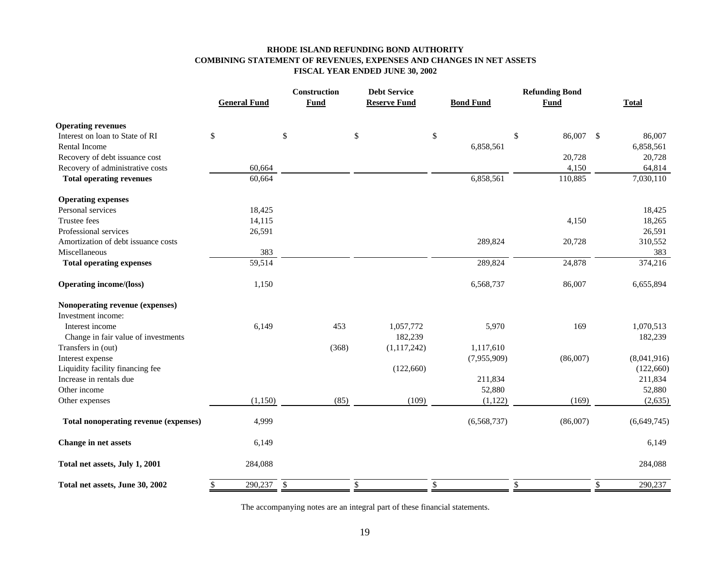# RHODE ISLAND REFUNDING BOND AUTHORITY
## COMBINING STATEMENT OF REVENUES, EXPENSES AND CHANGES IN NET ASSETS
### FISCAL YEAR ENDED JUNE 30, 2002

| | General Fund | Construction Fund | Debt Service Reserve Fund | Bond Fund | Refunding Bond Fund | Total |
|---|---|---|---|---|---|---|
| **Operating revenues** | | | | | | |
| Interest on loan to State of RI | $ | $ | $ | $ | $ 86,007 | $ 86,007 |
| Rental Income | | | | 6,858,561 | | 6,858,561 |
| Recovery of debt issuance cost | | | | | 20,728 | 20,728 |
| Recovery of administrative costs | 60,664 | | | | 4,150 | 64,814 |
| **Total operating revenues** | 60,664 | | | 6,858,561 | 110,885 | 7,030,110 |
| **Operating expenses** | | | | | | |
| Personal services | 18,425 | | | | | 18,425 |
| Trustee fees | 14,115 | | | | 4,150 | 18,265 |
| Professional services | 26,591 | | | | | 26,591 |
| Amortization of debt issuance costs | | | | 289,824 | 20,728 | 310,552 |
| Miscellaneous | 383 | | | | | 383 |
| **Total operating expenses** | 59,514 | | | 289,824 | 24,878 | 374,216 |
| **Operating income/(loss)** | 1,150 | | | 6,568,737 | 86,007 | 6,655,894 |
| **Nonoperating revenue (expenses)** | | | | | | |
| Investment income: | | | | | | |
| Interest income | 6,149 | 453 | 1,057,772 | 5,970 | 169 | 1,070,513 |
| Change in fair value of investments | | | 182,239 | | | 182,239 |
| Transfers in (out) | | (368) | (1,117,242) | 1,117,610 | | |
| Interest expense | | | | (7,955,909) | (86,007) | (8,041,916) |
| Liquidity facility financing fee | | | (122,660) | | | (122,660) |
| Increase in rentals due | | | | 211,834 | | 211,834 |
| Other income | | | | 52,880 | | 52,880 |
| Other expenses | (1,150) | (85) | (109) | (1,122) | (169) | (2,635) |
| **Total nonoperating revenue (expenses)** | 4,999 | | | (6,568,737) | (86,007) | (6,649,745) |
| **Change in net assets** | 6,149 | | | | | 6,149 |
| **Total net assets, July 1, 2001** | 284,088 | | | | | 284,088 |
| **Total net assets, June 30, 2002** | $ 290,237 | $ | $ | $ | $ | $ 290,237 |

The accompanying notes are an integral part of these financial statements.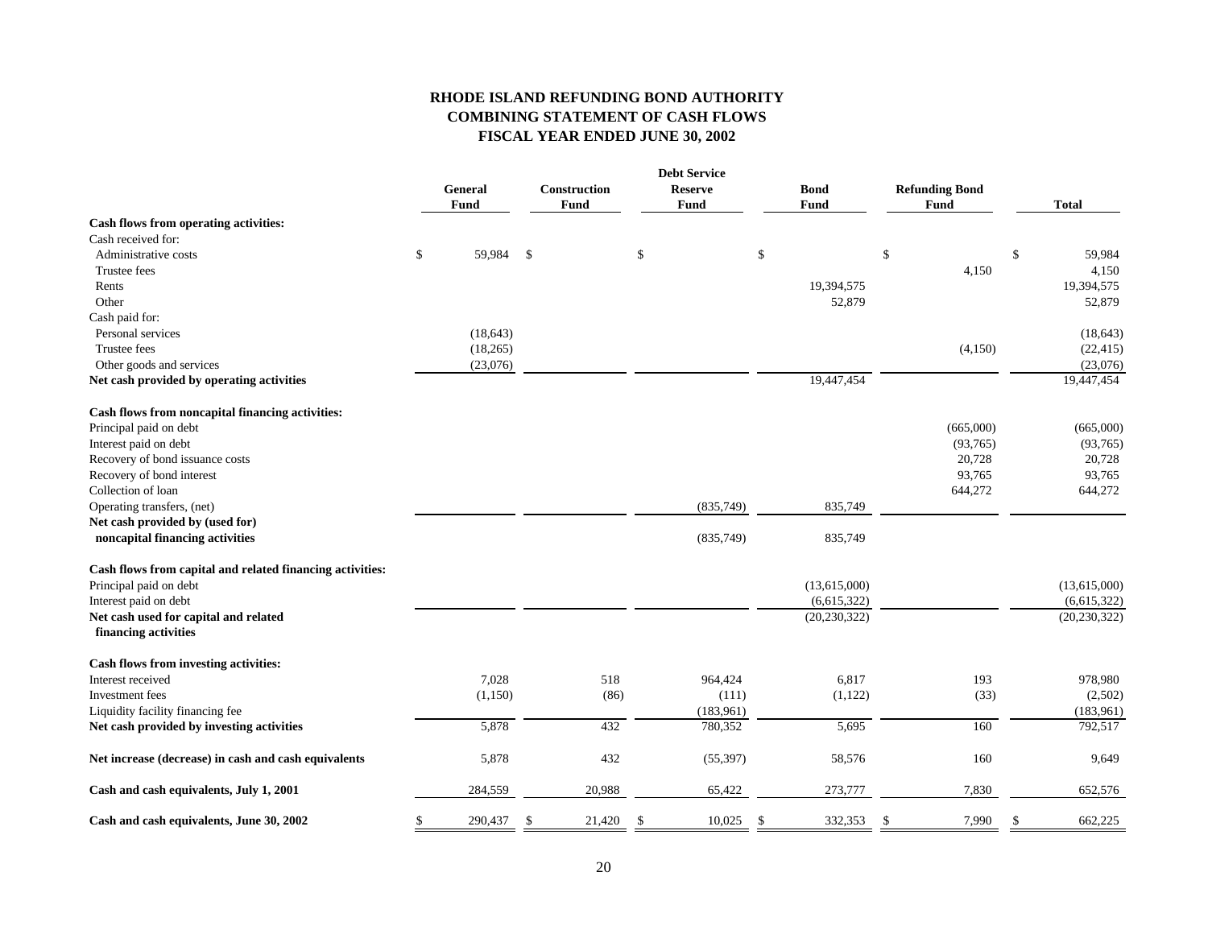**RHODE ISLAND REFUNDING BOND AUTHORITY**
**COMBINING STATEMENT OF CASH FLOWS**
**FISCAL YEAR ENDED JUNE 30, 2002**

| | General Fund | Construction Fund | Debt Service Reserve Fund | Bond Fund | Refunding Bond Fund | Total |
|---|---|---|---|---|---|---|
| **Cash flows from operating activities:** | | | | | | |
| Cash received for: | | | | | | |
| Administrative costs | $ 59,984 | $ | $ | $ | $ | $ 59,984 |
| Trustee fees | | | | | 4,150 | 4,150 |
| Rents | | | | 19,394,575 | | 19,394,575 |
| Other | | | | 52,879 | | 52,879 |
| Cash paid for: | | | | | | |
| Personal services | (18,643) | | | | | (18,643) |
| Trustee fees | (18,265) | | | | (4,150) | (22,415) |
| Other goods and services | (23,076) | | | | | (23,076) |
| **Net cash provided by operating activities** | | | | 19,447,454 | | 19,447,454 |
| **Cash flows from noncapital financing activities:** | | | | | | |
| Principal paid on debt | | | | | (665,000) | (665,000) |
| Interest paid on debt | | | | | (93,765) | (93,765) |
| Recovery of bond issuance costs | | | | | 20,728 | 20,728 |
| Recovery of bond interest | | | | | 93,765 | 93,765 |
| Collection of loan | | | | | 644,272 | 644,272 |
| Operating transfers, (net) | | | (835,749) | 835,749 | | |
| **Net cash provided by (used for) noncapital financing activities** | | | (835,749) | 835,749 | | |
| **Cash flows from capital and related financing activities:** | | | | | | |
| Principal paid on debt | | | | (13,615,000) | | (13,615,000) |
| Interest paid on debt | | | | (6,615,322) | | (6,615,322) |
| **Net cash used for capital and related financing activities** | | | | (20,230,322) | | (20,230,322) |
| **Cash flows from investing activities:** | | | | | | |
| Interest received | 7,028 | 518 | 964,424 | 6,817 | 193 | 978,980 |
| Investment fees | (1,150) | (86) | (111) | (1,122) | (33) | (2,502) |
| Liquidity facility financing fee | | | (183,961) | | | (183,961) |
| **Net cash provided by investing activities** | 5,878 | 432 | 780,352 | 5,695 | 160 | 792,517 |
| **Net increase (decrease) in cash and cash equivalents** | 5,878 | 432 | (55,397) | 58,576 | 160 | 9,649 |
| **Cash and cash equivalents, July 1, 2001** | 284,559 | 20,988 | 65,422 | 273,777 | 7,830 | 652,576 |
| **Cash and cash equivalents, June 30, 2002** | $ 290,437 | $ 21,420 | $ 10,025 | $ 332,353 | $ 7,990 | $ 662,225 |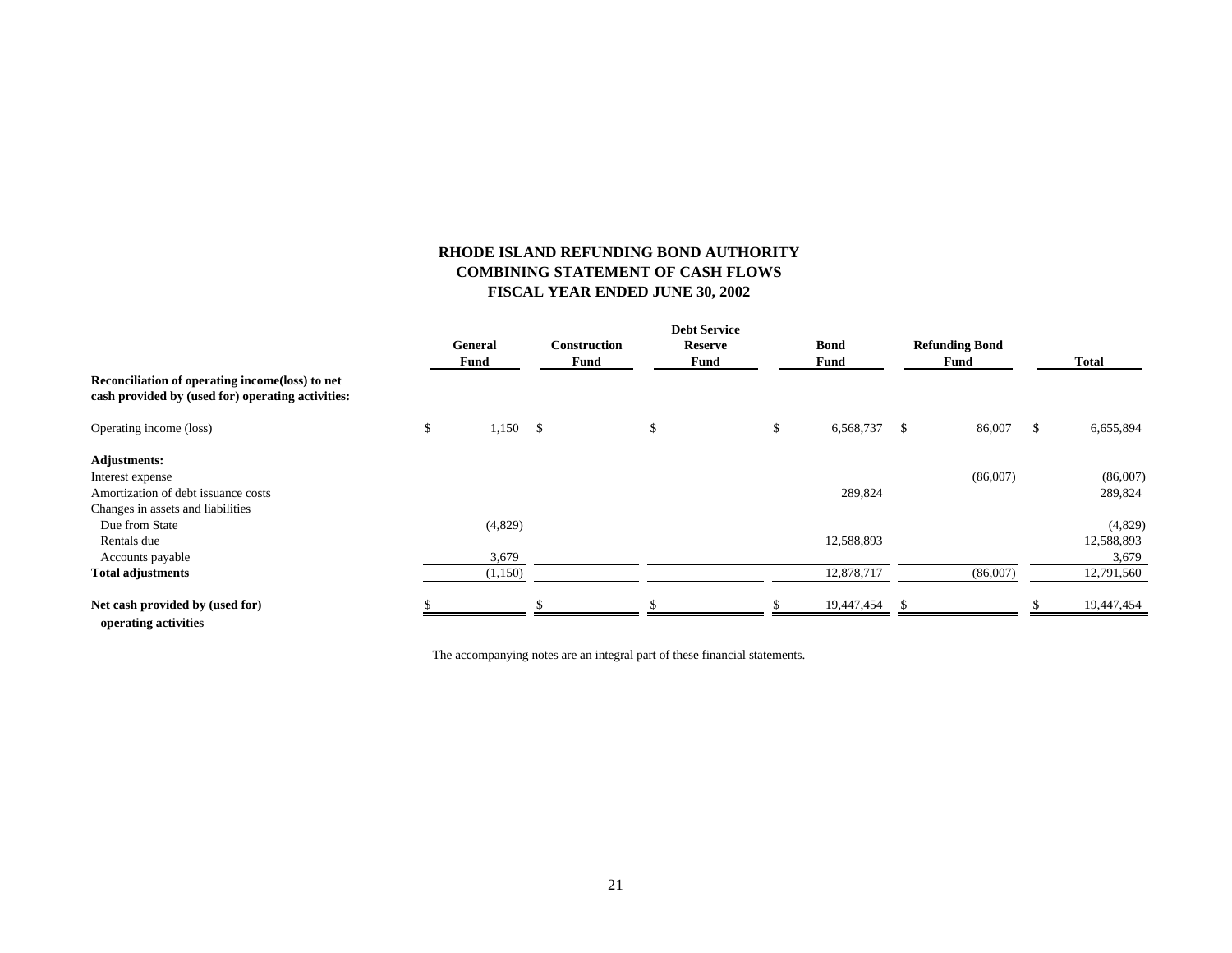# RHODE ISLAND REFUNDING BOND AUTHORITY
## COMBINING STATEMENT OF CASH FLOWS
## FISCAL YEAR ENDED JUNE 30, 2002

| | General Fund | Construction Fund | Debt Service Reserve Fund | Bond Fund | Refunding Bond Fund | Total |
|---|---|---|---|---|---|---|
| **Reconciliation of operating income(loss) to net cash provided by (used for) operating activities:** | | | | | | |
| Operating income (loss) | $ 1,150 | $ | $ | $ 6,568,737 | $ 86,007 | $ 6,655,894 |
| **Adjustments:** | | | | | | |
| Interest expense | | | | | (86,007) | (86,007) |
| Amortization of debt issuance costs | | | | 289,824 | | 289,824 |
| Changes in assets and liabilities | | | | | | |
| Due from State | (4,829) | | | | | (4,829) |
| Rentals due | | | | 12,588,893 | | 12,588,893 |
| Accounts payable | 3,679 | | | | | 3,679 |
| **Total adjustments** | (1,150) | | | 12,878,717 | (86,007) | 12,791,560 |
| **Net cash provided by (used for) operating activities** | $ | $ | $ | $ 19,447,454 | $ | $ 19,447,454 |

The accompanying notes are an integral part of these financial statements.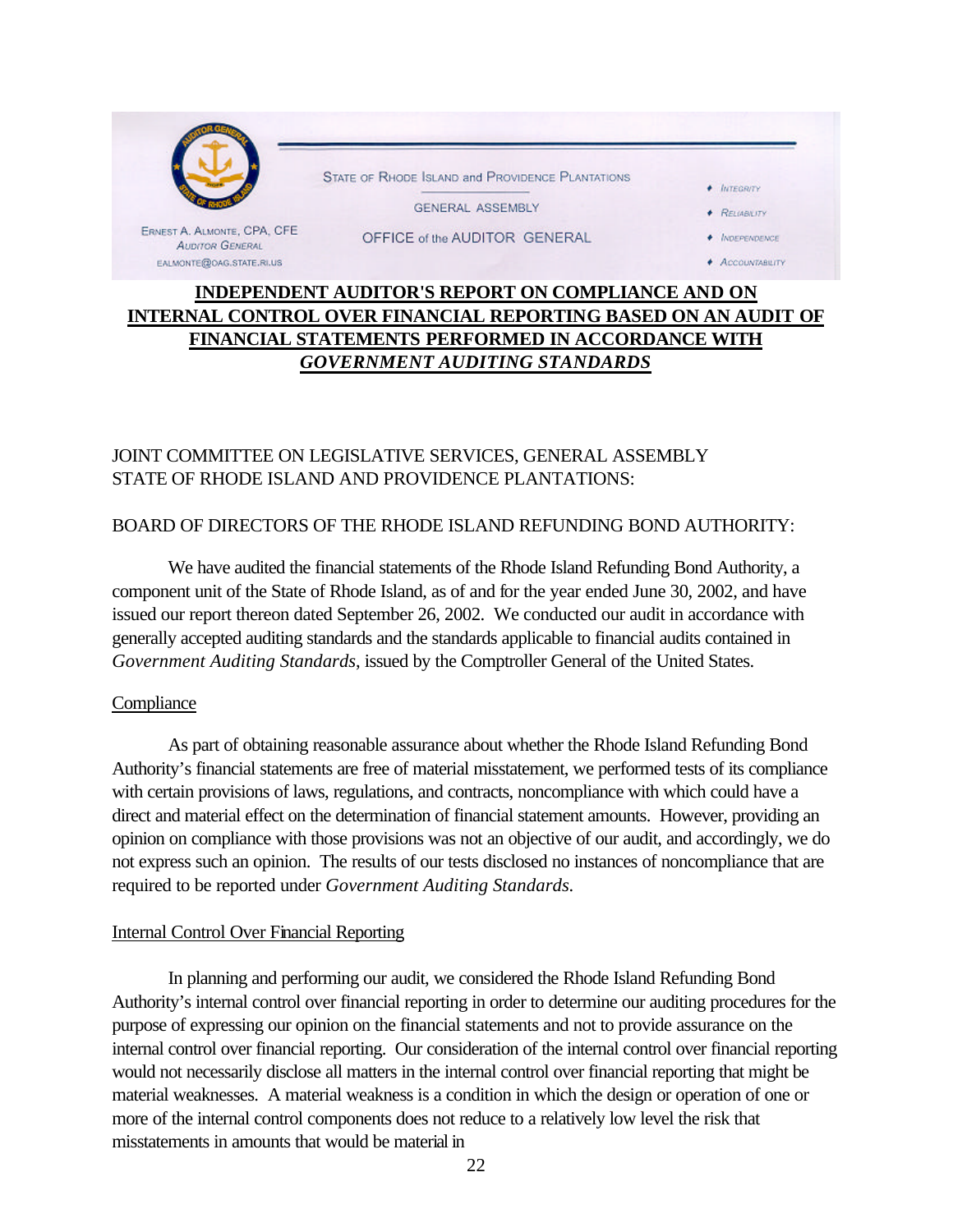STATE OF RHODE ISLAND and PROVIDENCE PLANTATIONS

GENERAL ASSEMBLY

OFFICE of the AUDITOR GENERAL

ERNEST A. ALMONTE, CPA, CFE
AUDITOR GENERAL
EALMONTE@OAG.STATE.RI.US

- INTEGRITY
- RELIABILITY
- INDEPENDENCE
- ACCOUNTABILITY

# INDEPENDENT AUDITOR'S REPORT ON COMPLIANCE AND ON INTERNAL CONTROL OVER FINANCIAL REPORTING BASED ON AN AUDIT OF FINANCIAL STATEMENTS PERFORMED IN ACCORDANCE WITH *GOVERNMENT AUDITING STANDARDS*

JOINT COMMITTEE ON LEGISLATIVE SERVICES, GENERAL ASSEMBLY
STATE OF RHODE ISLAND AND PROVIDENCE PLANTATIONS:

BOARD OF DIRECTORS OF THE RHODE ISLAND REFUNDING BOND AUTHORITY:

We have audited the financial statements of the Rhode Island Refunding Bond Authority, a component unit of the State of Rhode Island, as of and for the year ended June 30, 2002, and have issued our report thereon dated September 26, 2002. We conducted our audit in accordance with generally accepted auditing standards and the standards applicable to financial audits contained in *Government Auditing Standards*, issued by the Comptroller General of the United States.

Compliance

As part of obtaining reasonable assurance about whether the Rhode Island Refunding Bond Authority's financial statements are free of material misstatement, we performed tests of its compliance with certain provisions of laws, regulations, and contracts, noncompliance with which could have a direct and material effect on the determination of financial statement amounts. However, providing an opinion on compliance with those provisions was not an objective of our audit, and accordingly, we do not express such an opinion. The results of our tests disclosed no instances of noncompliance that are required to be reported under *Government Auditing Standards*.

Internal Control Over Financial Reporting

In planning and performing our audit, we considered the Rhode Island Refunding Bond Authority's internal control over financial reporting in order to determine our auditing procedures for the purpose of expressing our opinion on the financial statements and not to provide assurance on the internal control over financial reporting. Our consideration of the internal control over financial reporting would not necessarily disclose all matters in the internal control over financial reporting that might be material weaknesses. A material weakness is a condition in which the design or operation of one or more of the internal control components does not reduce to a relatively low level the risk that misstatements in amounts that would be material in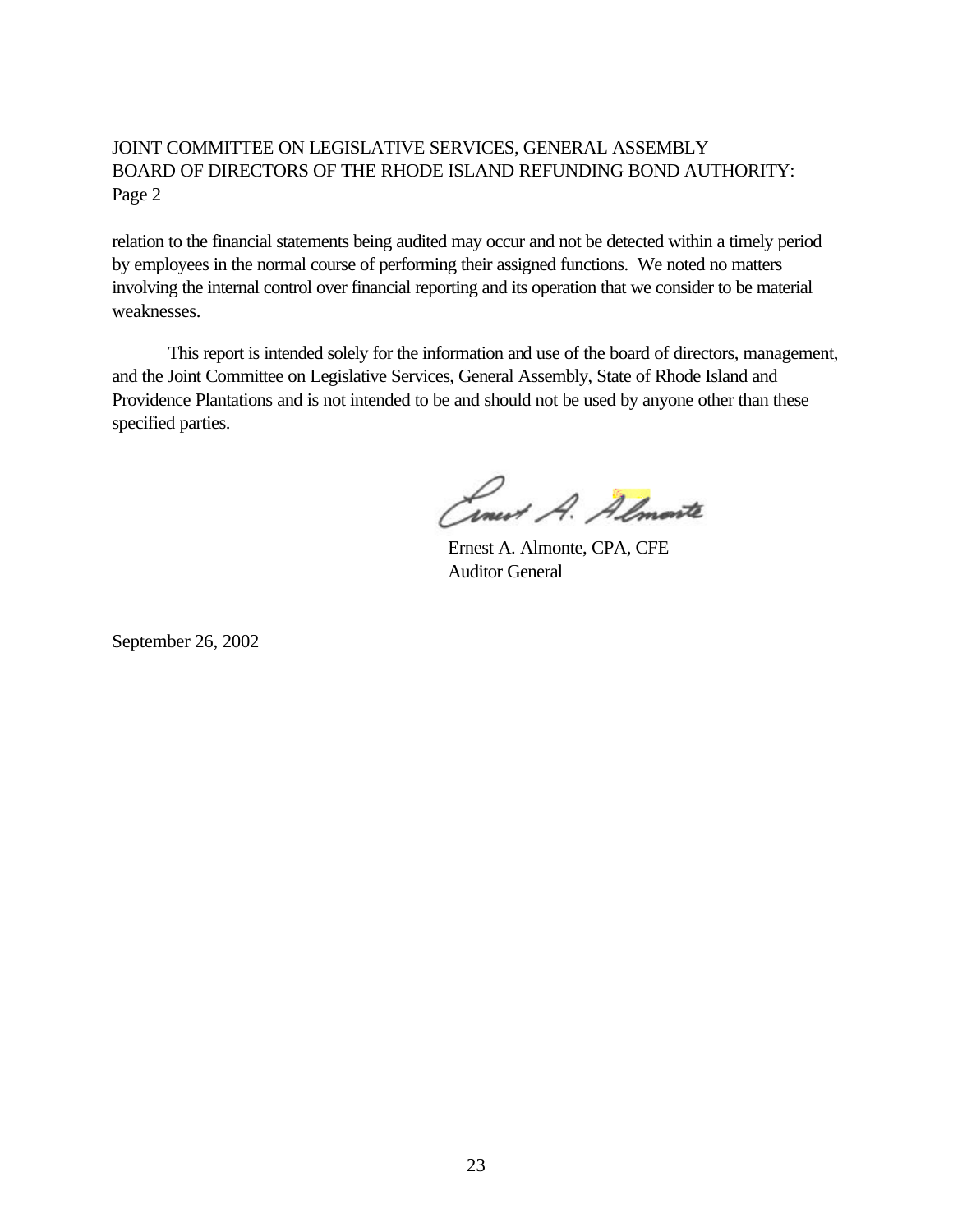JOINT COMMITTEE ON LEGISLATIVE SERVICES, GENERAL ASSEMBLY
BOARD OF DIRECTORS OF THE RHODE ISLAND REFUNDING BOND AUTHORITY:
Page 2

relation to the financial statements being audited may occur and not be detected within a timely period by employees in the normal course of performing their assigned functions. We noted no matters involving the internal control over financial reporting and its operation that we consider to be material weaknesses.

This report is intended solely for the information and use of the board of directors, management, and the Joint Committee on Legislative Services, General Assembly, State of Rhode Island and Providence Plantations and is not intended to be and should not be used by anyone other than these specified parties.

Ernest A. Almonte, CPA, CFE
Auditor General

September 26, 2002